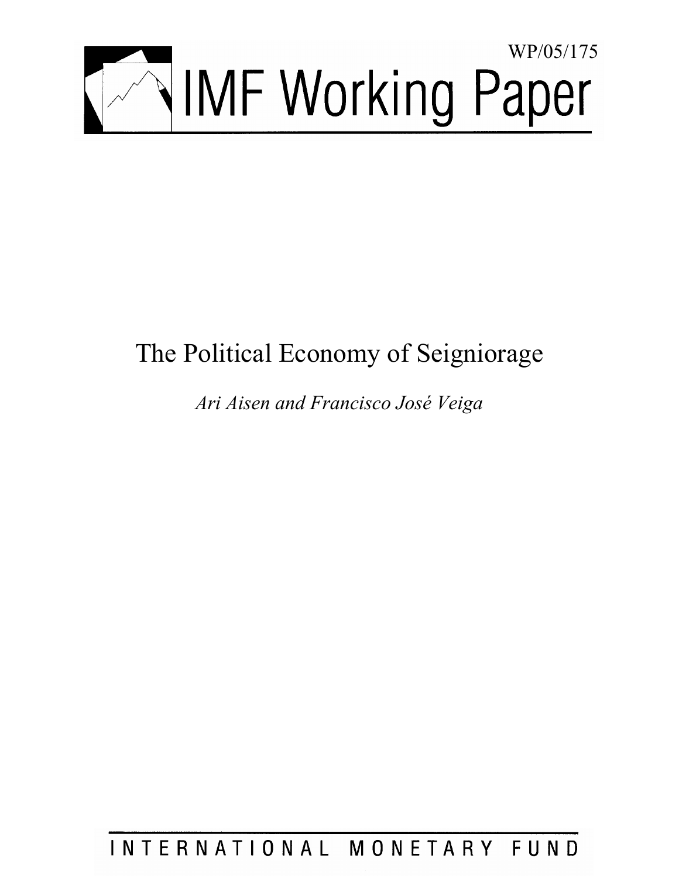WP/05/175

# IMF Working Paper

# The Political Economy of Seigniorage

*Ari Aisen and Francisco José Veiga*

INTERNATIONAL MONETARY FUND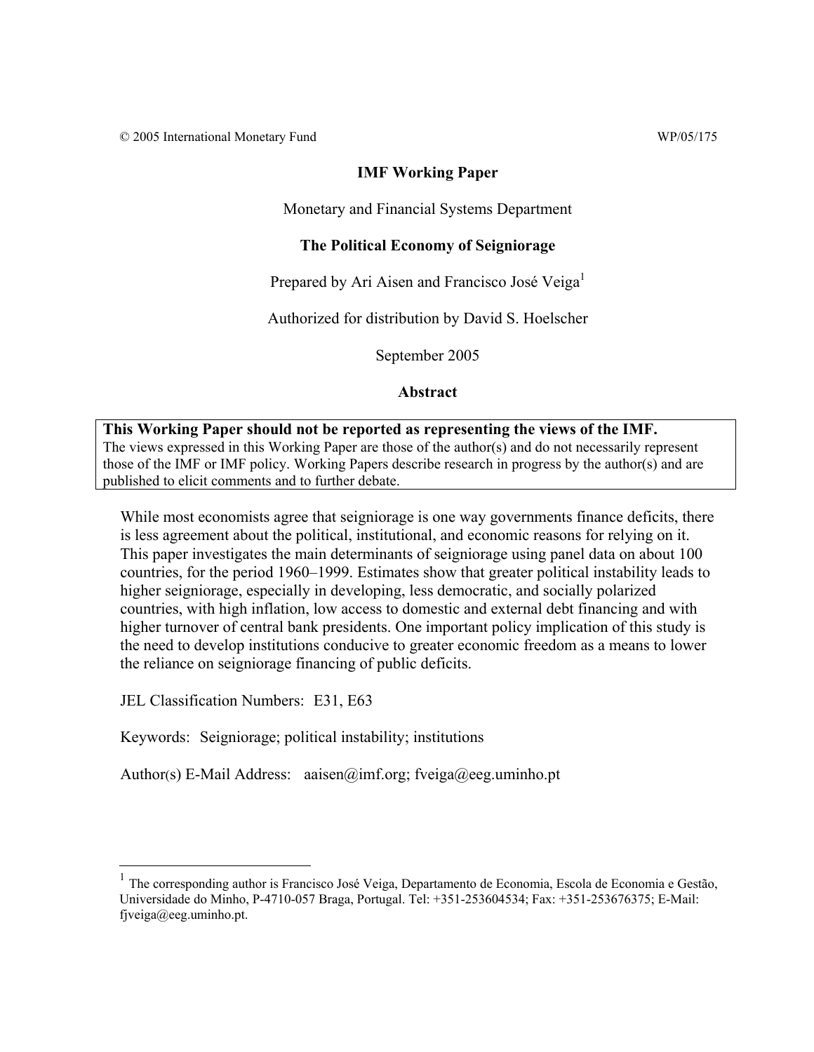© 2005 International Monetary Fund WP/05/175

**IMF Working Paper**

Monetary and Financial Systems Department

**The Political Economy of Seigniorage**

Prepared by Ari Aisen and Francisco José Veiga[1]

Authorized for distribution by David S. Hoelscher

September 2005

**Abstract**

**This Working Paper should not be reported as representing the views of the IMF.**
The views expressed in this Working Paper are those of the author(s) and do not necessarily represent those of the IMF or IMF policy. Working Papers describe research in progress by the author(s) and are published to elicit comments and to further debate.

While most economists agree that seigniorage is one way governments finance deficits, there is less agreement about the political, institutional, and economic reasons for relying on it. This paper investigates the main determinants of seigniorage using panel data on about 100 countries, for the period 1960–1999. Estimates show that greater political instability leads to higher seigniorage, especially in developing, less democratic, and socially polarized countries, with high inflation, low access to domestic and external debt financing and with higher turnover of central bank presidents. One important policy implication of this study is the need to develop institutions conducive to greater economic freedom as a means to lower the reliance on seigniorage financing of public deficits.

JEL Classification Numbers: E31, E63

Keywords: Seigniorage; political instability; institutions

Author(s) E-Mail Address: aaisen@imf.org; fveiga@eeg.uminho.pt

[1] The corresponding author is Francisco José Veiga, Departamento de Economia, Escola de Economia e Gestão, Universidade do Minho, P-4710-057 Braga, Portugal. Tel: +351-253604534; Fax: +351-253676375; E-Mail: fjveiga@eeg.uminho.pt.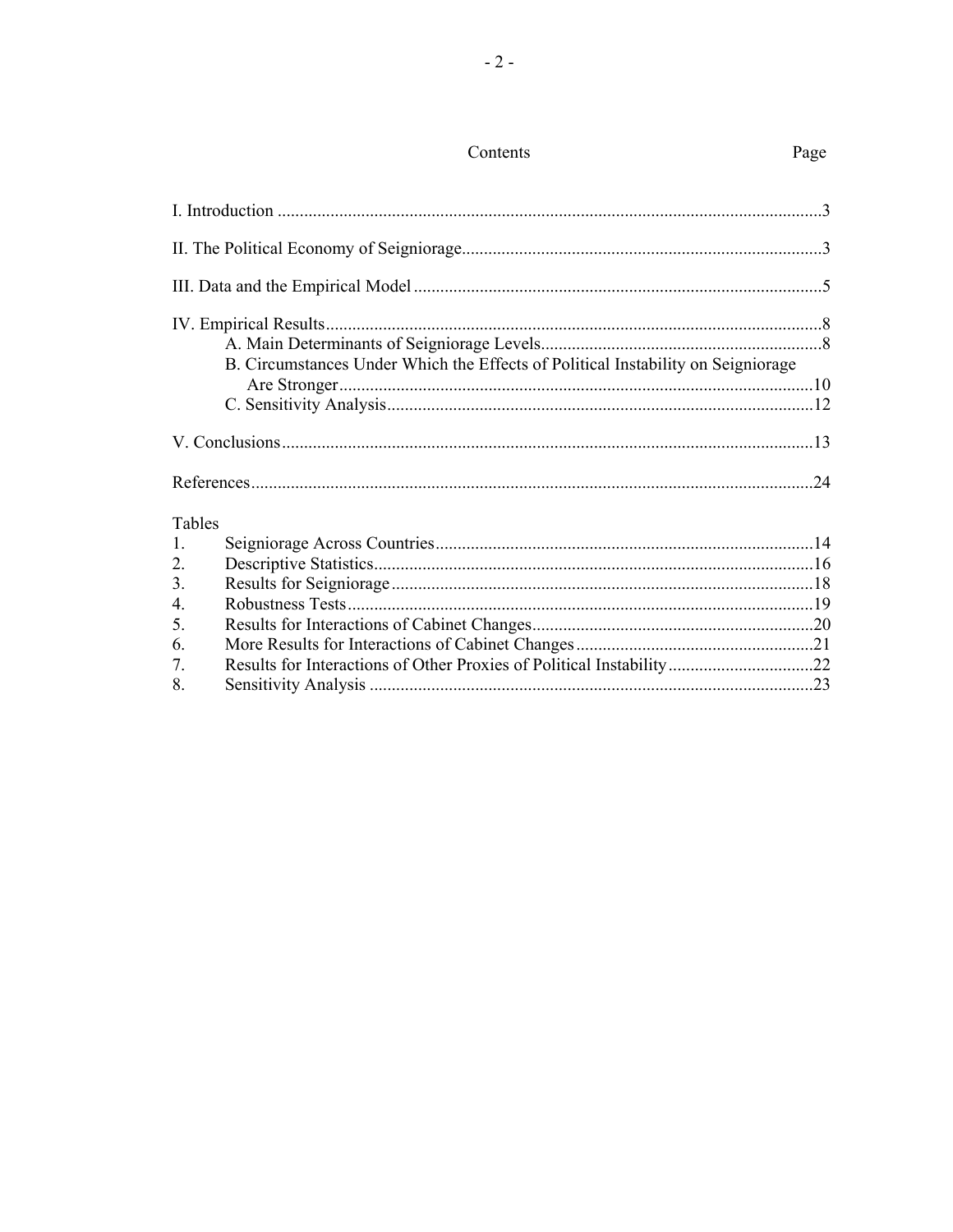Contents

| | Page |
|---|---|
| I. Introduction | 3 |
| II. The Political Economy of Seigniorage | 3 |
| III. Data and the Empirical Model | 5 |
| IV. Empirical Results | 8 |
| A. Main Determinants of Seigniorage Levels | 8 |
| B. Circumstances Under Which the Effects of Political Instability on Seigniorage Are Stronger | 10 |
| C. Sensitivity Analysis | 12 |
| V. Conclusions | 13 |
| References | 24 |

Tables

| | | |
|---|---|---|
| 1. | Seigniorage Across Countries | 14 |
| 2. | Descriptive Statistics | 16 |
| 3. | Results for Seigniorage | 18 |
| 4. | Robustness Tests | 19 |
| 5. | Results for Interactions of Cabinet Changes | 20 |
| 6. | More Results for Interactions of Cabinet Changes | 21 |
| 7. | Results for Interactions of Other Proxies of Political Instability | 22 |
| 8. | Sensitivity Analysis | 23 |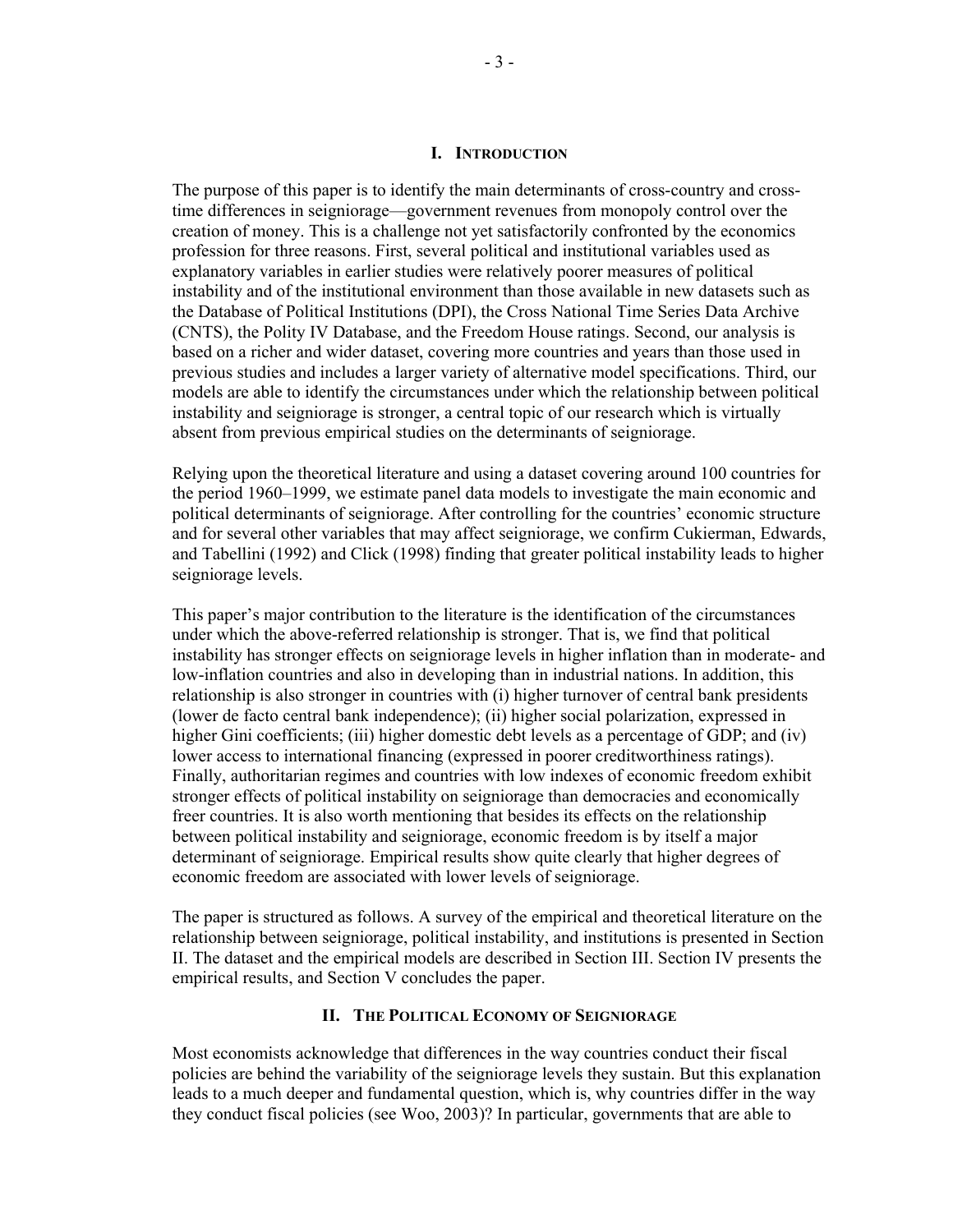# I. Introduction

The purpose of this paper is to identify the main determinants of cross-country and cross-time differences in seigniorage—government revenues from monopoly control over the creation of money. This is a challenge not yet satisfactorily confronted by the economics profession for three reasons. First, several political and institutional variables used as explanatory variables in earlier studies were relatively poorer measures of political instability and of the institutional environment than those available in new datasets such as the Database of Political Institutions (DPI), the Cross National Time Series Data Archive (CNTS), the Polity IV Database, and the Freedom House ratings. Second, our analysis is based on a richer and wider dataset, covering more countries and years than those used in previous studies and includes a larger variety of alternative model specifications. Third, our models are able to identify the circumstances under which the relationship between political instability and seigniorage is stronger, a central topic of our research which is virtually absent from previous empirical studies on the determinants of seigniorage.

Relying upon the theoretical literature and using a dataset covering around 100 countries for the period 1960–1999, we estimate panel data models to investigate the main economic and political determinants of seigniorage. After controlling for the countries' economic structure and for several other variables that may affect seigniorage, we confirm Cukierman, Edwards, and Tabellini (1992) and Click (1998) finding that greater political instability leads to higher seigniorage levels.

This paper's major contribution to the literature is the identification of the circumstances under which the above-referred relationship is stronger. That is, we find that political instability has stronger effects on seigniorage levels in higher inflation than in moderate- and low-inflation countries and also in developing than in industrial nations. In addition, this relationship is also stronger in countries with (i) higher turnover of central bank presidents (lower de facto central bank independence); (ii) higher social polarization, expressed in higher Gini coefficients; (iii) higher domestic debt levels as a percentage of GDP; and (iv) lower access to international financing (expressed in poorer creditworthiness ratings). Finally, authoritarian regimes and countries with low indexes of economic freedom exhibit stronger effects of political instability on seigniorage than democracies and economically freer countries. It is also worth mentioning that besides its effects on the relationship between political instability and seigniorage, economic freedom is by itself a major determinant of seigniorage. Empirical results show quite clearly that higher degrees of economic freedom are associated with lower levels of seigniorage.

The paper is structured as follows. A survey of the empirical and theoretical literature on the relationship between seigniorage, political instability, and institutions is presented in Section II. The dataset and the empirical models are described in Section III. Section IV presents the empirical results, and Section V concludes the paper.

# II. The Political Economy of Seigniorage

Most economists acknowledge that differences in the way countries conduct their fiscal policies are behind the variability of the seigniorage levels they sustain. But this explanation leads to a much deeper and fundamental question, which is, why countries differ in the way they conduct fiscal policies (see Woo, 2003)? In particular, governments that are able to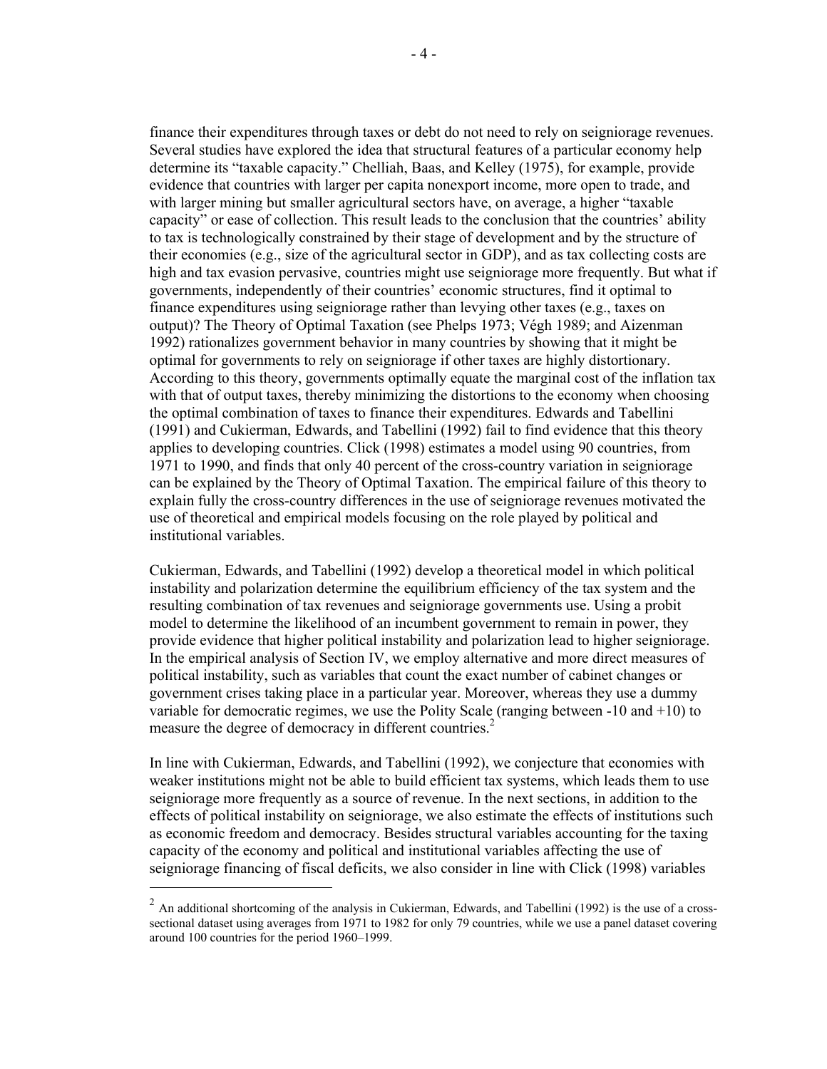finance their expenditures through taxes or debt do not need to rely on seigniorage revenues. Several studies have explored the idea that structural features of a particular economy help determine its "taxable capacity." Chelliah, Baas, and Kelley (1975), for example, provide evidence that countries with larger per capita nonexport income, more open to trade, and with larger mining but smaller agricultural sectors have, on average, a higher "taxable capacity" or ease of collection. This result leads to the conclusion that the countries' ability to tax is technologically constrained by their stage of development and by the structure of their economies (e.g., size of the agricultural sector in GDP), and as tax collecting costs are high and tax evasion pervasive, countries might use seigniorage more frequently. But what if governments, independently of their countries' economic structures, find it optimal to finance expenditures using seigniorage rather than levying other taxes (e.g., taxes on output)? The Theory of Optimal Taxation (see Phelps 1973; Végh 1989; and Aizenman 1992) rationalizes government behavior in many countries by showing that it might be optimal for governments to rely on seigniorage if other taxes are highly distortionary. According to this theory, governments optimally equate the marginal cost of the inflation tax with that of output taxes, thereby minimizing the distortions to the economy when choosing the optimal combination of taxes to finance their expenditures. Edwards and Tabellini (1991) and Cukierman, Edwards, and Tabellini (1992) fail to find evidence that this theory applies to developing countries. Click (1998) estimates a model using 90 countries, from 1971 to 1990, and finds that only 40 percent of the cross-country variation in seigniorage can be explained by the Theory of Optimal Taxation. The empirical failure of this theory to explain fully the cross-country differences in the use of seigniorage revenues motivated the use of theoretical and empirical models focusing on the role played by political and institutional variables.

Cukierman, Edwards, and Tabellini (1992) develop a theoretical model in which political instability and polarization determine the equilibrium efficiency of the tax system and the resulting combination of tax revenues and seigniorage governments use. Using a probit model to determine the likelihood of an incumbent government to remain in power, they provide evidence that higher political instability and polarization lead to higher seigniorage. In the empirical analysis of Section IV, we employ alternative and more direct measures of political instability, such as variables that count the exact number of cabinet changes or government crises taking place in a particular year. Moreover, whereas they use a dummy variable for democratic regimes, we use the Polity Scale (ranging between -10 and +10) to measure the degree of democracy in different countries.[2]

In line with Cukierman, Edwards, and Tabellini (1992), we conjecture that economies with weaker institutions might not be able to build efficient tax systems, which leads them to use seigniorage more frequently as a source of revenue. In the next sections, in addition to the effects of political instability on seigniorage, we also estimate the effects of institutions such as economic freedom and democracy. Besides structural variables accounting for the taxing capacity of the economy and political and institutional variables affecting the use of seigniorage financing of fiscal deficits, we also consider in line with Click (1998) variables

[2] An additional shortcoming of the analysis in Cukierman, Edwards, and Tabellini (1992) is the use of a cross-sectional dataset using averages from 1971 to 1982 for only 79 countries, while we use a panel dataset covering around 100 countries for the period 1960–1999.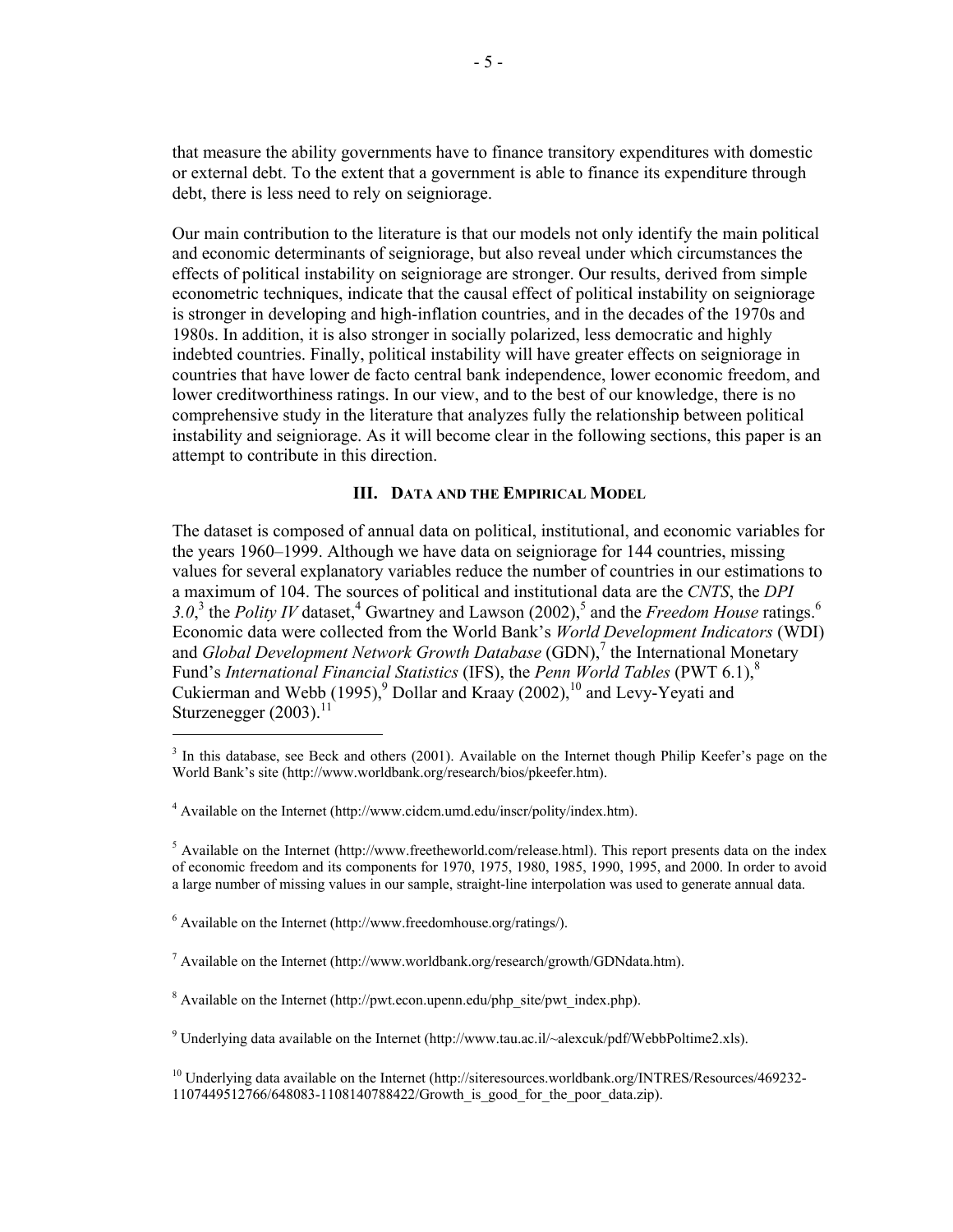that measure the ability governments have to finance transitory expenditures with domestic or external debt. To the extent that a government is able to finance its expenditure through debt, there is less need to rely on seigniorage.

Our main contribution to the literature is that our models not only identify the main political and economic determinants of seigniorage, but also reveal under which circumstances the effects of political instability on seigniorage are stronger. Our results, derived from simple econometric techniques, indicate that the causal effect of political instability on seigniorage is stronger in developing and high-inflation countries, and in the decades of the 1970s and 1980s. In addition, it is also stronger in socially polarized, less democratic and highly indebted countries. Finally, political instability will have greater effects on seigniorage in countries that have lower de facto central bank independence, lower economic freedom, and lower creditworthiness ratings. In our view, and to the best of our knowledge, there is no comprehensive study in the literature that analyzes fully the relationship between political instability and seigniorage. As it will become clear in the following sections, this paper is an attempt to contribute in this direction.

## III. Data and the Empirical Model

The dataset is composed of annual data on political, institutional, and economic variables for the years 1960–1999. Although we have data on seigniorage for 144 countries, missing values for several explanatory variables reduce the number of countries in our estimations to a maximum of 104. The sources of political and institutional data are the *CNTS*, the *DPI 3.0*,[3] the *Polity IV* dataset,[4] Gwartney and Lawson (2002),[5] and the *Freedom House* ratings.[6] Economic data were collected from the World Bank's *World Development Indicators* (WDI) and *Global Development Network Growth Database* (GDN),[7] the International Monetary Fund's *International Financial Statistics* (IFS), the *Penn World Tables* (PWT 6.1),[8] Cukierman and Webb (1995),[9] Dollar and Kraay (2002),[10] and Levy-Yeyati and Sturzenegger (2003).[11]

---

[3] In this database, see Beck and others (2001). Available on the Internet though Philip Keefer's page on the World Bank's site (http://www.worldbank.org/research/bios/pkeefer.htm).

[4] Available on the Internet (http://www.cidcm.umd.edu/inscr/polity/index.htm).

[5] Available on the Internet (http://www.freetheworld.com/release.html). This report presents data on the index of economic freedom and its components for 1970, 1975, 1980, 1985, 1990, 1995, and 2000. In order to avoid a large number of missing values in our sample, straight-line interpolation was used to generate annual data.

[6] Available on the Internet (http://www.freedomhouse.org/ratings/).

[7] Available on the Internet (http://www.worldbank.org/research/growth/GDNdata.htm).

[8] Available on the Internet (http://pwt.econ.upenn.edu/php_site/pwt_index.php).

[9] Underlying data available on the Internet (http://www.tau.ac.il/~alexcuk/pdf/WebbPoltime2.xls).

[10] Underlying data available on the Internet (http://siteresources.worldbank.org/INTRES/Resources/469232-1107449512766/648083-1108140788422/Growth_is_good_for_the_poor_data.zip).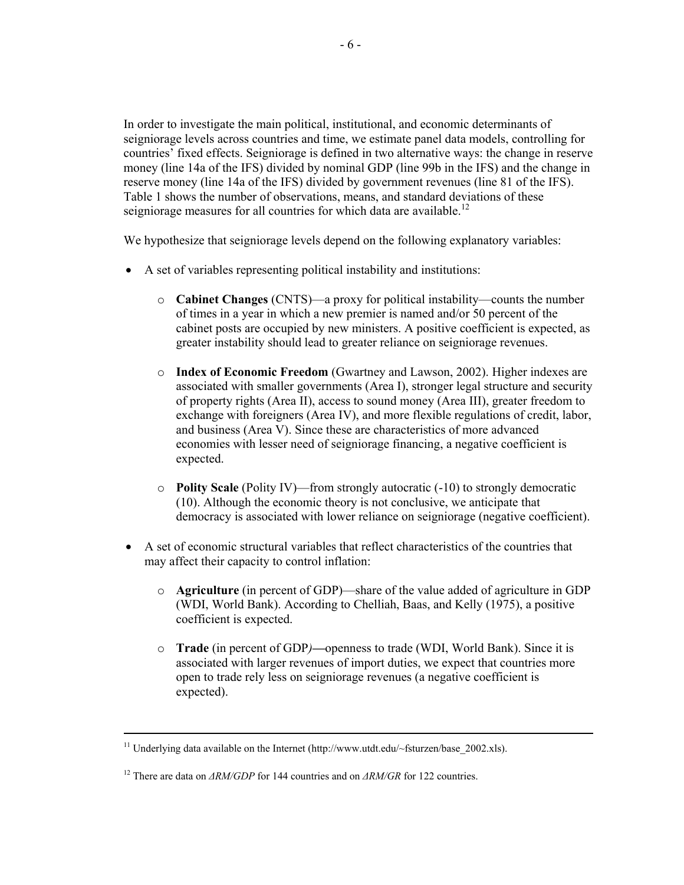In order to investigate the main political, institutional, and economic determinants of seigniorage levels across countries and time, we estimate panel data models, controlling for countries' fixed effects. Seigniorage is defined in two alternative ways: the change in reserve money (line 14a of the IFS) divided by nominal GDP (line 99b in the IFS) and the change in reserve money (line 14a of the IFS) divided by government revenues (line 81 of the IFS). Table 1 shows the number of observations, means, and standard deviations of these seigniorage measures for all countries for which data are available.[12]

We hypothesize that seigniorage levels depend on the following explanatory variables:

- A set of variables representing political instability and institutions:
  - **Cabinet Changes** (CNTS)—a proxy for political instability—counts the number of times in a year in which a new premier is named and/or 50 percent of the cabinet posts are occupied by new ministers. A positive coefficient is expected, as greater instability should lead to greater reliance on seigniorage revenues.
  - **Index of Economic Freedom** (Gwartney and Lawson, 2002). Higher indexes are associated with smaller governments (Area I), stronger legal structure and security of property rights (Area II), access to sound money (Area III), greater freedom to exchange with foreigners (Area IV), and more flexible regulations of credit, labor, and business (Area V). Since these are characteristics of more advanced economies with lesser need of seigniorage financing, a negative coefficient is expected.
  - **Polity Scale** (Polity IV)—from strongly autocratic (-10) to strongly democratic (10). Although the economic theory is not conclusive, we anticipate that democracy is associated with lower reliance on seigniorage (negative coefficient).
- A set of economic structural variables that reflect characteristics of the countries that may affect their capacity to control inflation:
  - **Agriculture** (in percent of GDP)—share of the value added of agriculture in GDP (WDI, World Bank). According to Chelliah, Baas, and Kelly (1975), a positive coefficient is expected.
  - **Trade** (in percent of GDP)—openness to trade (WDI, World Bank). Since it is associated with larger revenues of import duties, we expect that countries more open to trade rely less on seigniorage revenues (a negative coefficient is expected).

---

[11] Underlying data available on the Internet (http://www.utdt.edu/~fsturzen/base_2002.xls).

[12] There are data on *ΔRM/GDP* for 144 countries and on *ΔRM/GR* for 122 countries.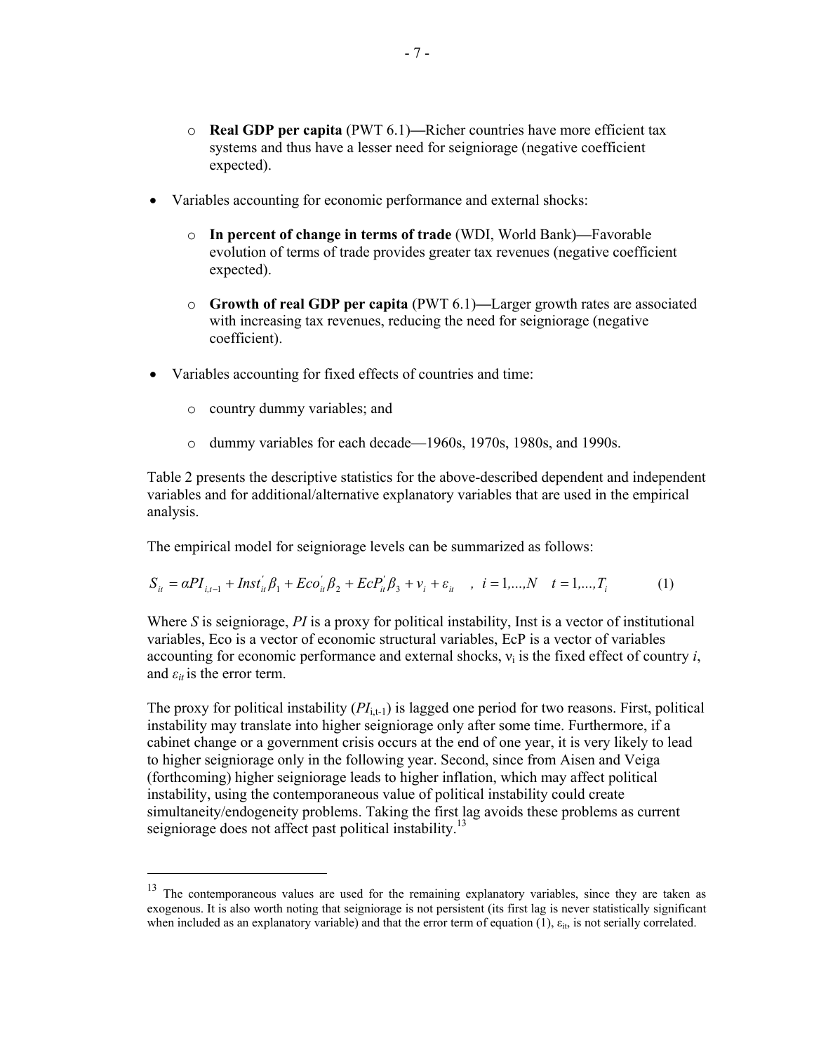- **Real GDP per capita** (PWT 6.1)—Richer countries have more efficient tax systems and thus have a lesser need for seigniorage (negative coefficient expected).

- Variables accounting for economic performance and external shocks:
  - **In percent of change in terms of trade** (WDI, World Bank)—Favorable evolution of terms of trade provides greater tax revenues (negative coefficient expected).
  - **Growth of real GDP per capita** (PWT 6.1)—Larger growth rates are associated with increasing tax revenues, reducing the need for seigniorage (negative coefficient).

- Variables accounting for fixed effects of countries and time:
  - country dummy variables; and
  - dummy variables for each decade—1960s, 1970s, 1980s, and 1990s.

Table 2 presents the descriptive statistics for the above-described dependent and independent variables and for additional/alternative explanatory variables that are used in the empirical analysis.

The empirical model for seigniorage levels can be summarized as follows:

$$S_{it} = \alpha PI_{i,t-1} + Inst_{it}^{'}\beta_1 + Eco_{it}^{'}\beta_2 + EcP_{it}^{'}\beta_3 + \nu_i + \varepsilon_{it} \quad , \; i = 1,...,N \quad t = 1,...,T_i \qquad (1)$$

Where *S* is seigniorage, *PI* is a proxy for political instability, Inst is a vector of institutional variables, Eco is a vector of economic structural variables, EcP is a vector of variables accounting for economic performance and external shocks, $\nu_i$ is the fixed effect of country *i*, and $\varepsilon_{it}$ is the error term.

The proxy for political instability ($PI_{i,t-1}$) is lagged one period for two reasons. First, political instability may translate into higher seigniorage only after some time. Furthermore, if a cabinet change or a government crisis occurs at the end of one year, it is very likely to lead to higher seigniorage only in the following year. Second, since from Aisen and Veiga (forthcoming) higher seigniorage leads to higher inflation, which may affect political instability, using the contemporaneous value of political instability could create simultaneity/endogeneity problems. Taking the first lag avoids these problems as current seigniorage does not affect past political instability.[13]

[13] The contemporaneous values are used for the remaining explanatory variables, since they are taken as exogenous. It is also worth noting that seigniorage is not persistent (its first lag is never statistically significant when included as an explanatory variable) and that the error term of equation (1), $\varepsilon_{it}$, is not serially correlated.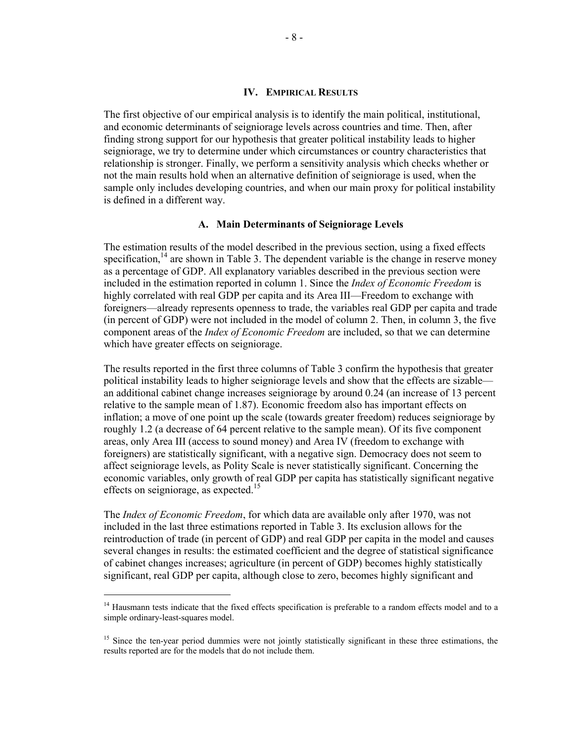## IV. Empirical Results

The first objective of our empirical analysis is to identify the main political, institutional, and economic determinants of seigniorage levels across countries and time. Then, after finding strong support for our hypothesis that greater political instability leads to higher seigniorage, we try to determine under which circumstances or country characteristics that relationship is stronger. Finally, we perform a sensitivity analysis which checks whether or not the main results hold when an alternative definition of seigniorage is used, when the sample only includes developing countries, and when our main proxy for political instability is defined in a different way.

### A. Main Determinants of Seigniorage Levels

The estimation results of the model described in the previous section, using a fixed effects specification,[14] are shown in Table 3. The dependent variable is the change in reserve money as a percentage of GDP. All explanatory variables described in the previous section were included in the estimation reported in column 1. Since the *Index of Economic Freedom* is highly correlated with real GDP per capita and its Area III—Freedom to exchange with foreigners—already represents openness to trade, the variables real GDP per capita and trade (in percent of GDP) were not included in the model of column 2. Then, in column 3, the five component areas of the *Index of Economic Freedom* are included, so that we can determine which have greater effects on seigniorage.

The results reported in the first three columns of Table 3 confirm the hypothesis that greater political instability leads to higher seigniorage levels and show that the effects are sizable—an additional cabinet change increases seigniorage by around 0.24 (an increase of 13 percent relative to the sample mean of 1.87). Economic freedom also has important effects on inflation; a move of one point up the scale (towards greater freedom) reduces seigniorage by roughly 1.2 (a decrease of 64 percent relative to the sample mean). Of its five component areas, only Area III (access to sound money) and Area IV (freedom to exchange with foreigners) are statistically significant, with a negative sign. Democracy does not seem to affect seigniorage levels, as Polity Scale is never statistically significant. Concerning the economic variables, only growth of real GDP per capita has statistically significant negative effects on seigniorage, as expected.[15]

The *Index of Economic Freedom*, for which data are available only after 1970, was not included in the last three estimations reported in Table 3. Its exclusion allows for the reintroduction of trade (in percent of GDP) and real GDP per capita in the model and causes several changes in results: the estimated coefficient and the degree of statistical significance of cabinet changes increases; agriculture (in percent of GDP) becomes highly statistically significant, real GDP per capita, although close to zero, becomes highly significant and

---

[14] Hausmann tests indicate that the fixed effects specification is preferable to a random effects model and to a simple ordinary-least-squares model.

[15] Since the ten-year period dummies were not jointly statistically significant in these three estimations, the results reported are for the models that do not include them.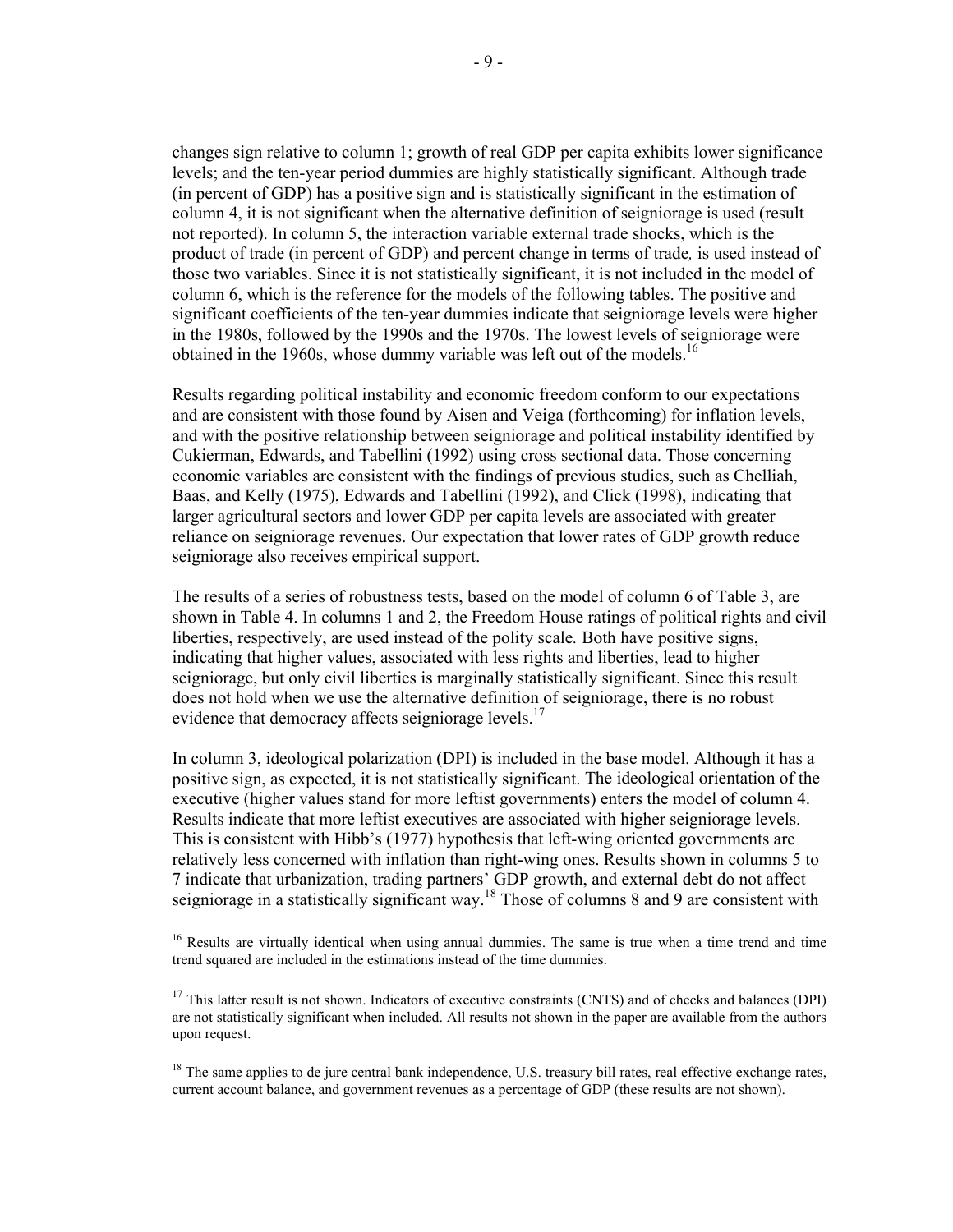changes sign relative to column 1; growth of real GDP per capita exhibits lower significance levels; and the ten-year period dummies are highly statistically significant. Although trade (in percent of GDP) has a positive sign and is statistically significant in the estimation of column 4, it is not significant when the alternative definition of seigniorage is used (result not reported). In column 5, the interaction variable external trade shocks, which is the product of trade (in percent of GDP) and percent change in terms of trade*,* is used instead of those two variables. Since it is not statistically significant, it is not included in the model of column 6, which is the reference for the models of the following tables. The positive and significant coefficients of the ten-year dummies indicate that seigniorage levels were higher in the 1980s, followed by the 1990s and the 1970s. The lowest levels of seigniorage were obtained in the 1960s, whose dummy variable was left out of the models.[16]

Results regarding political instability and economic freedom conform to our expectations and are consistent with those found by Aisen and Veiga (forthcoming) for inflation levels, and with the positive relationship between seigniorage and political instability identified by Cukierman, Edwards, and Tabellini (1992) using cross sectional data. Those concerning economic variables are consistent with the findings of previous studies, such as Chelliah, Baas, and Kelly (1975), Edwards and Tabellini (1992), and Click (1998), indicating that larger agricultural sectors and lower GDP per capita levels are associated with greater reliance on seigniorage revenues. Our expectation that lower rates of GDP growth reduce seigniorage also receives empirical support.

The results of a series of robustness tests, based on the model of column 6 of Table 3, are shown in Table 4. In columns 1 and 2, the Freedom House ratings of political rights and civil liberties, respectively, are used instead of the polity scale*.* Both have positive signs, indicating that higher values, associated with less rights and liberties, lead to higher seigniorage, but only civil liberties is marginally statistically significant. Since this result does not hold when we use the alternative definition of seigniorage, there is no robust evidence that democracy affects seigniorage levels.[17]

In column 3, ideological polarization (DPI) is included in the base model. Although it has a positive sign, as expected, it is not statistically significant. The ideological orientation of the executive (higher values stand for more leftist governments) enters the model of column 4. Results indicate that more leftist executives are associated with higher seigniorage levels. This is consistent with Hibb's (1977) hypothesis that left-wing oriented governments are relatively less concerned with inflation than right-wing ones. Results shown in columns 5 to 7 indicate that urbanization, trading partners' GDP growth, and external debt do not affect seigniorage in a statistically significant way.[18] Those of columns 8 and 9 are consistent with

[16] Results are virtually identical when using annual dummies. The same is true when a time trend and time trend squared are included in the estimations instead of the time dummies.

[17] This latter result is not shown. Indicators of executive constraints (CNTS) and of checks and balances (DPI) are not statistically significant when included. All results not shown in the paper are available from the authors upon request.

[18] The same applies to de jure central bank independence, U.S. treasury bill rates, real effective exchange rates, current account balance, and government revenues as a percentage of GDP (these results are not shown).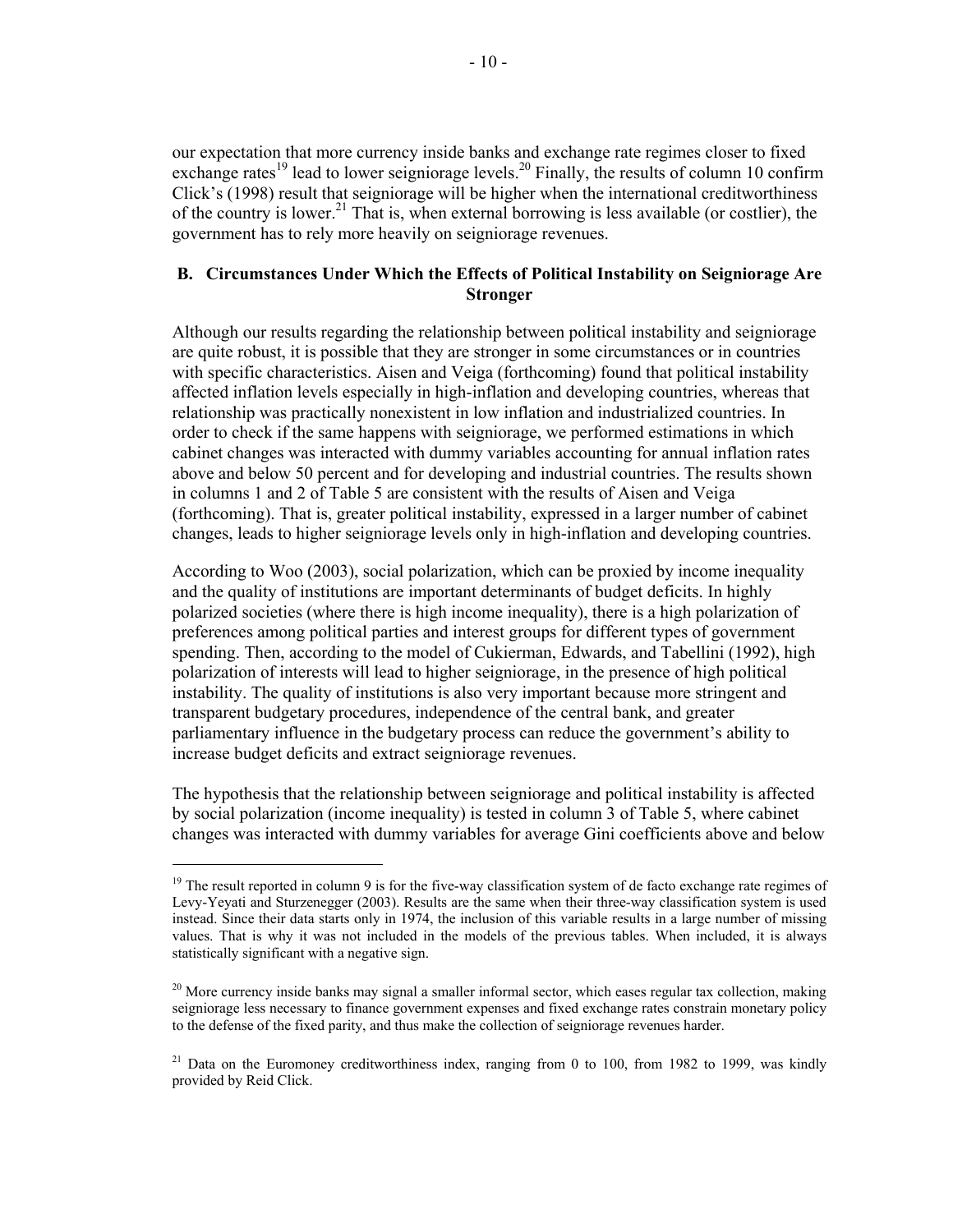our expectation that more currency inside banks and exchange rate regimes closer to fixed exchange rates[19] lead to lower seigniorage levels.[20] Finally, the results of column 10 confirm Click's (1998) result that seigniorage will be higher when the international creditworthiness of the country is lower.[21] That is, when external borrowing is less available (or costlier), the government has to rely more heavily on seigniorage revenues.

### B. Circumstances Under Which the Effects of Political Instability on Seigniorage Are Stronger

Although our results regarding the relationship between political instability and seigniorage are quite robust, it is possible that they are stronger in some circumstances or in countries with specific characteristics. Aisen and Veiga (forthcoming) found that political instability affected inflation levels especially in high-inflation and developing countries, whereas that relationship was practically nonexistent in low inflation and industrialized countries. In order to check if the same happens with seigniorage, we performed estimations in which cabinet changes was interacted with dummy variables accounting for annual inflation rates above and below 50 percent and for developing and industrial countries. The results shown in columns 1 and 2 of Table 5 are consistent with the results of Aisen and Veiga (forthcoming). That is, greater political instability, expressed in a larger number of cabinet changes, leads to higher seigniorage levels only in high-inflation and developing countries.

According to Woo (2003), social polarization, which can be proxied by income inequality and the quality of institutions are important determinants of budget deficits. In highly polarized societies (where there is high income inequality), there is a high polarization of preferences among political parties and interest groups for different types of government spending. Then, according to the model of Cukierman, Edwards, and Tabellini (1992), high polarization of interests will lead to higher seigniorage, in the presence of high political instability. The quality of institutions is also very important because more stringent and transparent budgetary procedures, independence of the central bank, and greater parliamentary influence in the budgetary process can reduce the government's ability to increase budget deficits and extract seigniorage revenues.

The hypothesis that the relationship between seigniorage and political instability is affected by social polarization (income inequality) is tested in column 3 of Table 5, where cabinet changes was interacted with dummy variables for average Gini coefficients above and below

---

[19] The result reported in column 9 is for the five-way classification system of de facto exchange rate regimes of Levy-Yeyati and Sturzenegger (2003). Results are the same when their three-way classification system is used instead. Since their data starts only in 1974, the inclusion of this variable results in a large number of missing values. That is why it was not included in the models of the previous tables. When included, it is always statistically significant with a negative sign.

[20] More currency inside banks may signal a smaller informal sector, which eases regular tax collection, making seigniorage less necessary to finance government expenses and fixed exchange rates constrain monetary policy to the defense of the fixed parity, and thus make the collection of seigniorage revenues harder.

[21] Data on the Euromoney creditworthiness index, ranging from 0 to 100, from 1982 to 1999, was kindly provided by Reid Click.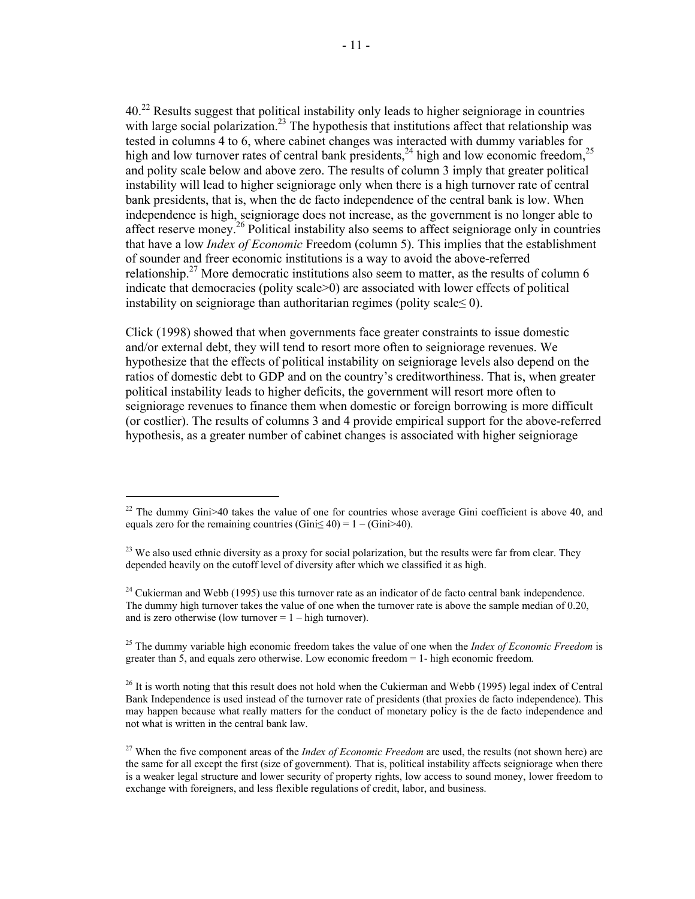40.[22] Results suggest that political instability only leads to higher seigniorage in countries with large social polarization.[23] The hypothesis that institutions affect that relationship was tested in columns 4 to 6, where cabinet changes was interacted with dummy variables for high and low turnover rates of central bank presidents,[24] high and low economic freedom,[25] and polity scale below and above zero. The results of column 3 imply that greater political instability will lead to higher seigniorage only when there is a high turnover rate of central bank presidents, that is, when the de facto independence of the central bank is low. When independence is high, seigniorage does not increase, as the government is no longer able to affect reserve money.[26] Political instability also seems to affect seigniorage only in countries that have a low *Index of Economic* Freedom (column 5). This implies that the establishment of sounder and freer economic institutions is a way to avoid the above-referred relationship.[27] More democratic institutions also seem to matter, as the results of column 6 indicate that democracies (polity scale>0) are associated with lower effects of political instability on seigniorage than authoritarian regimes (polity scale≤ 0).

Click (1998) showed that when governments face greater constraints to issue domestic and/or external debt, they will tend to resort more often to seigniorage revenues. We hypothesize that the effects of political instability on seigniorage levels also depend on the ratios of domestic debt to GDP and on the country's creditworthiness. That is, when greater political instability leads to higher deficits, the government will resort more often to seigniorage revenues to finance them when domestic or foreign borrowing is more difficult (or costlier). The results of columns 3 and 4 provide empirical support for the above-referred hypothesis, as a greater number of cabinet changes is associated with higher seigniorage

---

[22] The dummy Gini>40 takes the value of one for countries whose average Gini coefficient is above 40, and equals zero for the remaining countries (Gini≤ 40) = 1 – (Gini>40).

[23] We also used ethnic diversity as a proxy for social polarization, but the results were far from clear. They depended heavily on the cutoff level of diversity after which we classified it as high.

[24] Cukierman and Webb (1995) use this turnover rate as an indicator of de facto central bank independence. The dummy high turnover takes the value of one when the turnover rate is above the sample median of 0.20, and is zero otherwise (low turnover = 1 – high turnover).

[25] The dummy variable high economic freedom takes the value of one when the *Index of Economic Freedom* is greater than 5, and equals zero otherwise. Low economic freedom = 1- high economic freedom.

[26] It is worth noting that this result does not hold when the Cukierman and Webb (1995) legal index of Central Bank Independence is used instead of the turnover rate of presidents (that proxies de facto independence). This may happen because what really matters for the conduct of monetary policy is the de facto independence and not what is written in the central bank law.

[27] When the five component areas of the *Index of Economic Freedom* are used, the results (not shown here) are the same for all except the first (size of government). That is, political instability affects seigniorage when there is a weaker legal structure and lower security of property rights, low access to sound money, lower freedom to exchange with foreigners, and less flexible regulations of credit, labor, and business.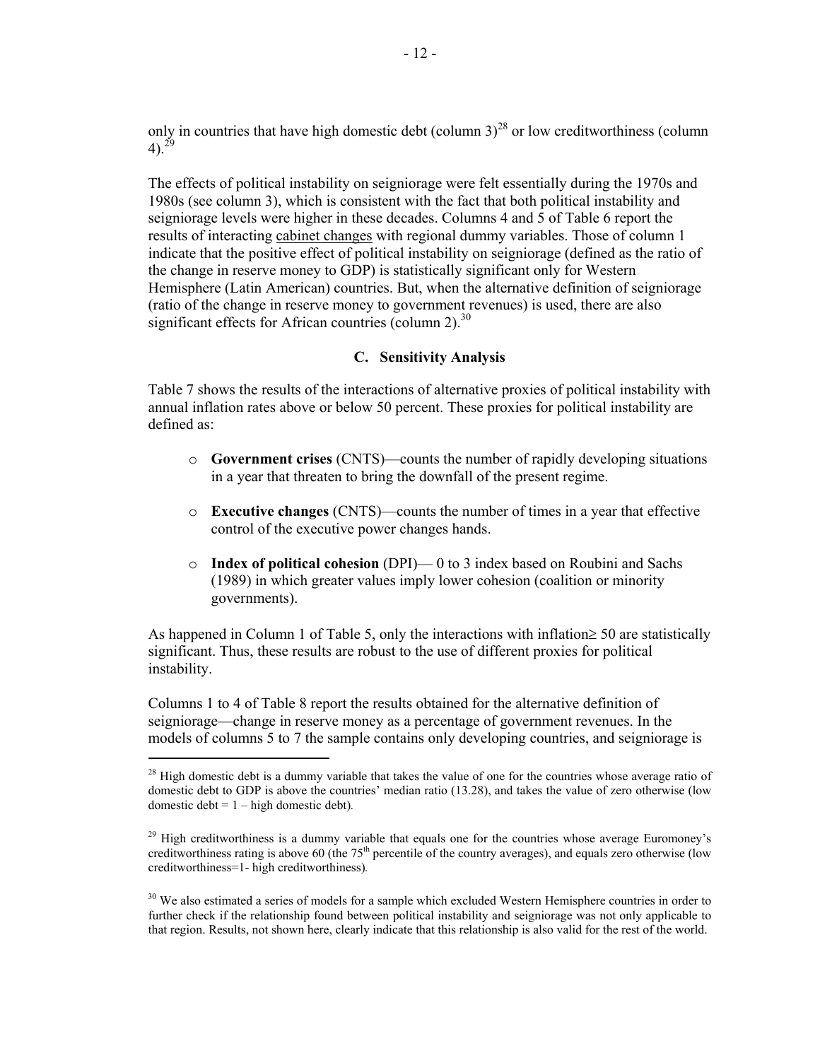only in countries that have high domestic debt (column 3)[28] or low creditworthiness (column 4).[29]

The effects of political instability on seigniorage were felt essentially during the 1970s and 1980s (see column 3), which is consistent with the fact that both political instability and seigniorage levels were higher in these decades. Columns 4 and 5 of Table 6 report the results of interacting cabinet changes with regional dummy variables. Those of column 1 indicate that the positive effect of political instability on seigniorage (defined as the ratio of the change in reserve money to GDP) is statistically significant only for Western Hemisphere (Latin American) countries. But, when the alternative definition of seigniorage (ratio of the change in reserve money to government revenues) is used, there are also significant effects for African countries (column 2).[30]

### C. Sensitivity Analysis

Table 7 shows the results of the interactions of alternative proxies of political instability with annual inflation rates above or below 50 percent. These proxies for political instability are defined as:

- **Government crises** (CNTS)—counts the number of rapidly developing situations in a year that threaten to bring the downfall of the present regime.
- **Executive changes** (CNTS)—counts the number of times in a year that effective control of the executive power changes hands.
- **Index of political cohesion** (DPI)— 0 to 3 index based on Roubini and Sachs (1989) in which greater values imply lower cohesion (coalition or minority governments).

As happened in Column 1 of Table 5, only the interactions with inflation≥ 50 are statistically significant. Thus, these results are robust to the use of different proxies for political instability.

Columns 1 to 4 of Table 8 report the results obtained for the alternative definition of seigniorage—change in reserve money as a percentage of government revenues. In the models of columns 5 to 7 the sample contains only developing countries, and seigniorage is

---

[28] High domestic debt is a dummy variable that takes the value of one for the countries whose average ratio of domestic debt to GDP is above the countries' median ratio (13.28), and takes the value of zero otherwise (low domestic debt = 1 – high domestic debt).

[29] High creditworthiness is a dummy variable that equals one for the countries whose average Euromoney's creditworthiness rating is above 60 (the 75th percentile of the country averages), and equals zero otherwise (low creditworthiness=1- high creditworthiness).

[30] We also estimated a series of models for a sample which excluded Western Hemisphere countries in order to further check if the relationship found between political instability and seigniorage was not only applicable to that region. Results, not shown here, clearly indicate that this relationship is also valid for the rest of the world.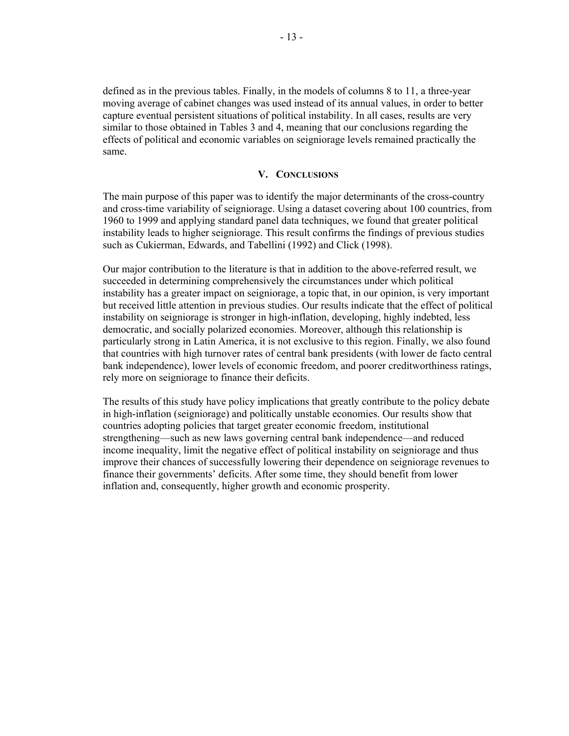defined as in the previous tables. Finally, in the models of columns 8 to 11, a three-year moving average of cabinet changes was used instead of its annual values, in order to better capture eventual persistent situations of political instability. In all cases, results are very similar to those obtained in Tables 3 and 4, meaning that our conclusions regarding the effects of political and economic variables on seigniorage levels remained practically the same.

## V. Conclusions

The main purpose of this paper was to identify the major determinants of the cross-country and cross-time variability of seigniorage. Using a dataset covering about 100 countries, from 1960 to 1999 and applying standard panel data techniques, we found that greater political instability leads to higher seigniorage. This result confirms the findings of previous studies such as Cukierman, Edwards, and Tabellini (1992) and Click (1998).

Our major contribution to the literature is that in addition to the above-referred result, we succeeded in determining comprehensively the circumstances under which political instability has a greater impact on seigniorage, a topic that, in our opinion, is very important but received little attention in previous studies. Our results indicate that the effect of political instability on seigniorage is stronger in high-inflation, developing, highly indebted, less democratic, and socially polarized economies. Moreover, although this relationship is particularly strong in Latin America, it is not exclusive to this region. Finally, we also found that countries with high turnover rates of central bank presidents (with lower de facto central bank independence), lower levels of economic freedom, and poorer creditworthiness ratings, rely more on seigniorage to finance their deficits.

The results of this study have policy implications that greatly contribute to the policy debate in high-inflation (seigniorage) and politically unstable economies. Our results show that countries adopting policies that target greater economic freedom, institutional strengthening—such as new laws governing central bank independence—and reduced income inequality, limit the negative effect of political instability on seigniorage and thus improve their chances of successfully lowering their dependence on seigniorage revenues to finance their governments' deficits. After some time, they should benefit from lower inflation and, consequently, higher growth and economic prosperity.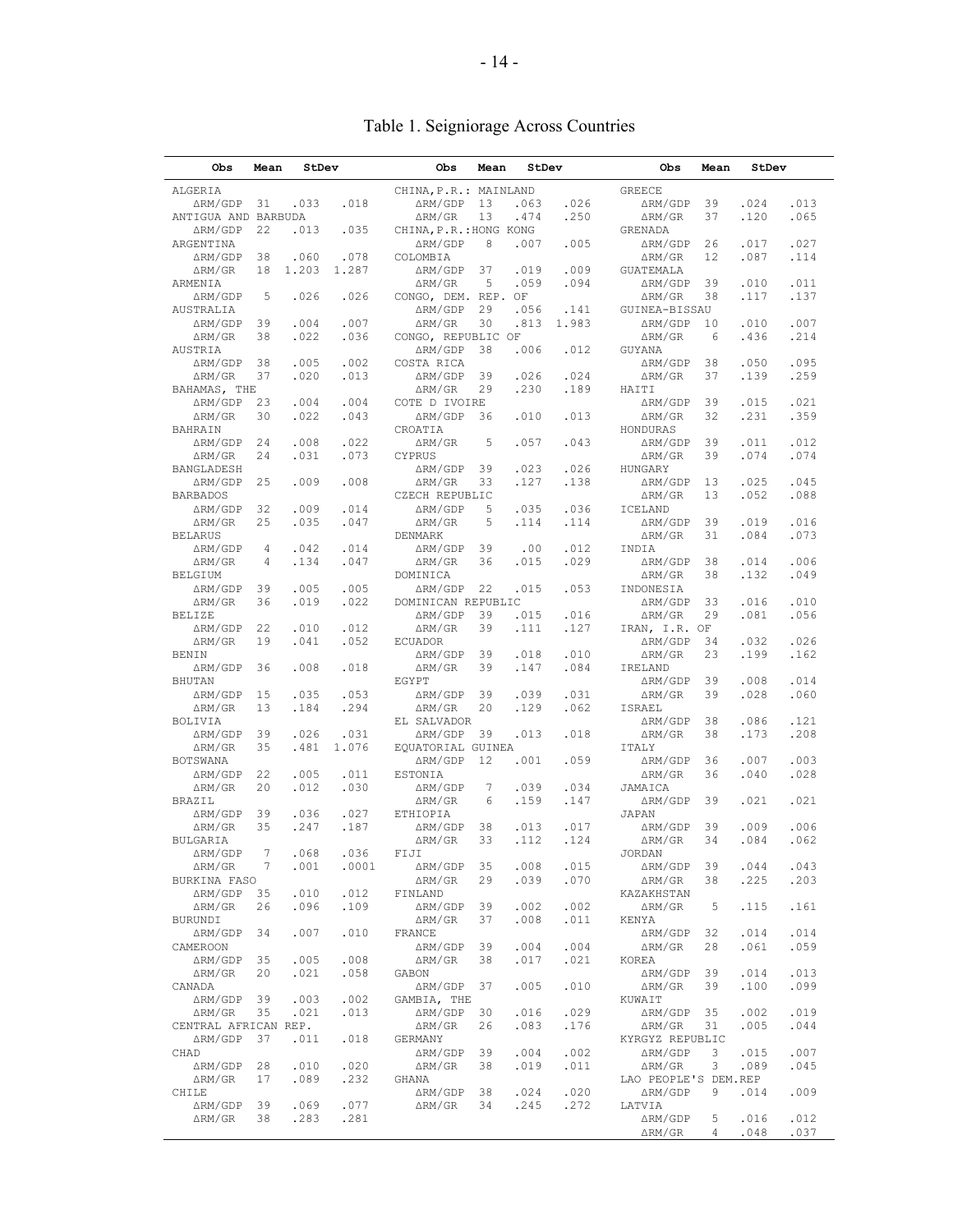# Table 1. Seigniorage Across Countries

| Obs | Mean | StDev | |
|---|---|---|---|
| ALGERIA | | | |
| ΔRM/GDP | 31 | .033 | .018 |
| ANTIGUA AND BARBUDA | | | |
| ΔRM/GDP | 22 | .013 | .035 |
| ARGENTINA | | | |
| ΔRM/GDP | 38 | .060 | .078 |
| ΔRM/GR | 18 | 1.203 | 1.287 |
| ARMENIA | | | |
| ΔRM/GDP | 5 | .026 | .026 |
| AUSTRALIA | | | |
| ΔRM/GDP | 39 | .004 | .007 |
| ΔRM/GR | 38 | .022 | .036 |
| AUSTRIA | | | |
| ΔRM/GDP | 38 | .005 | .002 |
| ΔRM/GR | 37 | .020 | .013 |
| BAHAMAS, THE | | | |
| ΔRM/GDP | 23 | .004 | .004 |
| ΔRM/GR | 30 | .022 | .043 |
| BAHRAIN | | | |
| ΔRM/GDP | 24 | .008 | .022 |
| ΔRM/GR | 24 | .031 | .073 |
| BANGLADESH | | | |
| ΔRM/GDP | 25 | .009 | .008 |
| BARBADOS | | | |
| ΔRM/GDP | 32 | .009 | .014 |
| ΔRM/GR | 25 | .035 | .047 |
| BELARUS | | | |
| ΔRM/GDP | 4 | .042 | .014 |
| ΔRM/GR | 4 | .134 | .047 |
| BELGIUM | | | |
| ΔRM/GDP | 39 | .005 | .005 |
| ΔRM/GR | 36 | .019 | .022 |
| BELIZE | | | |
| ΔRM/GDP | 22 | .010 | .012 |
| ΔRM/GR | 19 | .041 | .052 |
| BENIN | | | |
| ΔRM/GDP | 36 | .008 | .018 |
| BHUTAN | | | |
| ΔRM/GDP | 15 | .035 | .053 |
| ΔRM/GR | 13 | .184 | .294 |
| BOLIVIA | | | |
| ΔRM/GDP | 39 | .026 | .031 |
| ΔRM/GR | 35 | .481 | 1.076 |
| BOTSWANA | | | |
| ΔRM/GDP | 22 | .005 | .011 |
| ΔRM/GR | 20 | .012 | .030 |
| BRAZIL | | | |
| ΔRM/GDP | 39 | .036 | .027 |
| ΔRM/GR | 35 | .247 | .187 |
| BULGARIA | | | |
| ΔRM/GDP | 7 | .068 | .036 |
| ΔRM/GR | 7 | .001 | .0001 |
| BURKINA FASO | | | |
| ΔRM/GDP | 35 | .010 | .012 |
| ΔRM/GR | 26 | .096 | .109 |
| BURUNDI | | | |
| ΔRM/GDP | 34 | .007 | .010 |
| CAMEROON | | | |
| ΔRM/GDP | 35 | .005 | .008 |
| ΔRM/GR | 20 | .021 | .058 |
| CANADA | | | |
| ΔRM/GDP | 39 | .003 | .002 |
| ΔRM/GR | 35 | .021 | .013 |
| CENTRAL AFRICAN REP. | | | |
| ΔRM/GDP | 37 | .011 | .018 |
| CHAD | | | |
| ΔRM/GDP | 28 | .010 | .020 |
| ΔRM/GR | 17 | .089 | .232 |
| CHILE | | | |
| ΔRM/GDP | 39 | .069 | .077 |
| ΔRM/GR | 38 | .283 | .281 |
| CHINA,P.R.: MAINLAND | | | |
| ΔRM/GDP | 13 | .063 | .026 |
| ΔRM/GR | 13 | .474 | .250 |
| CHINA,P.R.:HONG KONG | | | |
| ΔRM/GDP | 8 | .007 | .005 |
| COLOMBIA | | | |
| ΔRM/GDP | 37 | .019 | .009 |
| ΔRM/GR | 5 | .059 | .094 |
| CONGO, DEM. REP. OF | | | |
| ΔRM/GDP | 29 | .056 | .141 |
| ΔRM/GR | 30 | .813 | 1.983 |
| CONGO, REPUBLIC OF | | | |
| ΔRM/GDP | 38 | .006 | .012 |
| COSTA RICA | | | |
| ΔRM/GDP | 39 | .026 | .024 |
| ΔRM/GR | 29 | .230 | .189 |
| COTE D IVOIRE | | | |
| ΔRM/GDP | 36 | .010 | .013 |
| CROATIA | | | |
| ΔRM/GR | 5 | .057 | .043 |
| CYPRUS | | | |
| ΔRM/GDP | 39 | .023 | .026 |
| ΔRM/GR | 33 | .127 | .138 |
| CZECH REPUBLIC | | | |
| ΔRM/GDP | 5 | .035 | .036 |
| ΔRM/GR | 5 | .114 | .114 |
| DENMARK | | | |
| ΔRM/GDP | 39 | .00 | .012 |
| ΔRM/GR | 36 | .015 | .029 |
| DOMINICA | | | |
| ΔRM/GDP | 22 | .015 | .053 |
| DOMINICAN REPUBLIC | | | |
| ΔRM/GDP | 39 | .015 | .016 |
| ΔRM/GR | 39 | .111 | .127 |
| ECUADOR | | | |
| ΔRM/GDP | 39 | .018 | .010 |
| ΔRM/GR | 39 | .147 | .084 |
| EGYPT | | | |
| ΔRM/GDP | 39 | .039 | .031 |
| ΔRM/GR | 20 | .129 | .062 |
| EL SALVADOR | | | |
| ΔRM/GDP | 39 | .013 | .018 |
| EQUATORIAL GUINEA | | | |
| ΔRM/GDP | 12 | .001 | .059 |
| ESTONIA | | | |
| ΔRM/GDP | 7 | .039 | .034 |
| ΔRM/GR | 6 | .159 | .147 |
| ETHIOPIA | | | |
| ΔRM/GDP | 38 | .013 | .017 |
| ΔRM/GR | 33 | .112 | .124 |
| FIJI | | | |
| ΔRM/GDP | 35 | .008 | .015 |
| ΔRM/GR | 29 | .039 | .070 |
| FINLAND | | | |
| ΔRM/GDP | 39 | .002 | .002 |
| ΔRM/GR | 37 | .008 | .011 |
| FRANCE | | | |
| ΔRM/GDP | 39 | .004 | .004 |
| ΔRM/GR | 38 | .017 | .021 |
| GABON | | | |
| ΔRM/GDP | 37 | .005 | .010 |
| GAMBIA, THE | | | |
| ΔRM/GDP | 30 | .016 | .029 |
| ΔRM/GR | 26 | .083 | .176 |
| GERMANY | | | |
| ΔRM/GDP | 39 | .004 | .002 |
| ΔRM/GR | 38 | .019 | .011 |
| GHANA | | | |
| ΔRM/GDP | 38 | .024 | .020 |
| ΔRM/GR | 34 | .245 | .272 |
| GREECE | | | |
| ΔRM/GDP | 39 | .024 | .013 |
| ΔRM/GR | 37 | .120 | .065 |
| GRENADA | | | |
| ΔRM/GDP | 26 | .017 | .027 |
| ΔRM/GR | 12 | .087 | .114 |
| GUATEMALA | | | |
| ΔRM/GDP | 39 | .010 | .011 |
| ΔRM/GR | 38 | .117 | .137 |
| GUINEA-BISSAU | | | |
| ΔRM/GDP | 10 | .010 | .007 |
| ΔRM/GR | 6 | .436 | .214 |
| GUYANA | | | |
| ΔRM/GDP | 38 | .050 | .095 |
| ΔRM/GR | 37 | .139 | .259 |
| HAITI | | | |
| ΔRM/GDP | 39 | .015 | .021 |
| ΔRM/GR | 32 | .231 | .359 |
| HONDURAS | | | |
| ΔRM/GDP | 39 | .011 | .012 |
| ΔRM/GR | 39 | .074 | .074 |
| HUNGARY | | | |
| ΔRM/GDP | 13 | .025 | .045 |
| ΔRM/GR | 13 | .052 | .088 |
| ICELAND | | | |
| ΔRM/GDP | 39 | .019 | .016 |
| ΔRM/GR | 31 | .084 | .073 |
| INDIA | | | |
| ΔRM/GDP | 38 | .014 | .006 |
| ΔRM/GR | 38 | .132 | .049 |
| INDONESIA | | | |
| ΔRM/GDP | 33 | .016 | .010 |
| ΔRM/GR | 29 | .081 | .056 |
| IRAN, I.R. OF | | | |
| ΔRM/GDP | 34 | .032 | .026 |
| ΔRM/GR | 23 | .199 | .162 |
| IRELAND | | | |
| ΔRM/GDP | 39 | .008 | .014 |
| ΔRM/GR | 39 | .028 | .060 |
| ISRAEL | | | |
| ΔRM/GDP | 38 | .086 | .121 |
| ΔRM/GR | 38 | .173 | .208 |
| ITALY | | | |
| ΔRM/GDP | 36 | .007 | .003 |
| ΔRM/GR | 36 | .040 | .028 |
| JAMAICA | | | |
| ΔRM/GDP | 39 | .021 | .021 |
| JAPAN | | | |
| ΔRM/GDP | 39 | .009 | .006 |
| ΔRM/GR | 34 | .084 | .062 |
| JORDAN | | | |
| ΔRM/GDP | 39 | .044 | .043 |
| ΔRM/GR | 38 | .225 | .203 |
| KAZAKHSTAN | | | |
| ΔRM/GR | 5 | .115 | .161 |
| KENYA | | | |
| ΔRM/GDP | 32 | .014 | .014 |
| ΔRM/GR | 28 | .061 | .059 |
| KOREA | | | |
| ΔRM/GDP | 39 | .014 | .013 |
| ΔRM/GR | 39 | .100 | .099 |
| KUWAIT | | | |
| ΔRM/GDP | 35 | .002 | .019 |
| ΔRM/GR | 31 | .005 | .044 |
| KYRGYZ REPUBLIC | | | |
| ΔRM/GDP | 3 | .015 | .007 |
| ΔRM/GR | 3 | .089 | .045 |
| LAO PEOPLE'S DEM.REP | | | |
| ΔRM/GDP | 9 | .014 | .009 |
| LATVIA | | | |
| ΔRM/GDP | 5 | .016 | .012 |
| ΔRM/GR | 4 | .048 | .037 |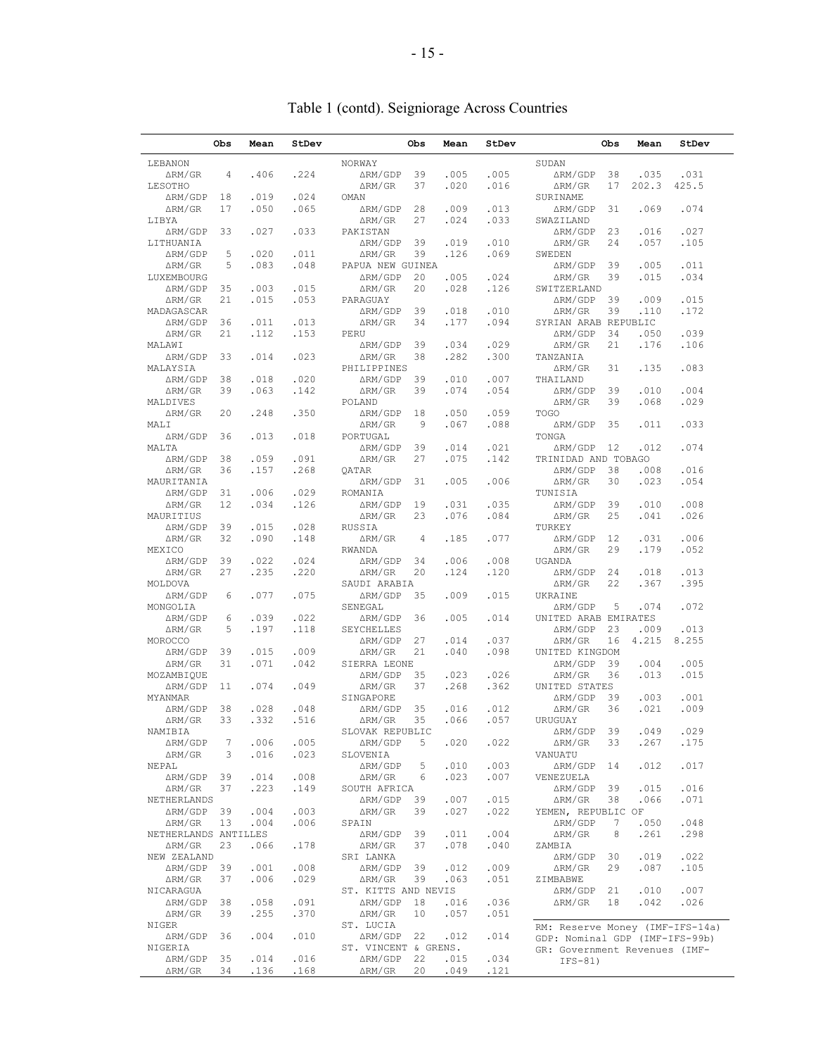# Table 1 (contd). Seigniorage Across Countries

| | Obs | Mean | StDev |
|---|---|---|---|
| LEBANON | | | |
| ΔRM/GR | 4 | .406 | .224 |
| LESOTHO | | | |
| ΔRM/GDP | 18 | .019 | .024 |
| ΔRM/GR | 17 | .050 | .065 |
| LIBYA | | | |
| ΔRM/GDP | 33 | .027 | .033 |
| LITHUANIA | | | |
| ΔRM/GDP | 5 | .020 | .011 |
| ΔRM/GR | 5 | .083 | .048 |
| LUXEMBOURG | | | |
| ΔRM/GDP | 35 | .003 | .015 |
| ΔRM/GR | 21 | .015 | .053 |
| MADAGASCAR | | | |
| ΔRM/GDP | 36 | .011 | .013 |
| ΔRM/GR | 21 | .112 | .153 |
| MALAWI | | | |
| ΔRM/GDP | 33 | .014 | .023 |
| MALAYSIA | | | |
| ΔRM/GDP | 38 | .018 | .020 |
| ΔRM/GR | 39 | .063 | .142 |
| MALDIVES | | | |
| ΔRM/GR | 20 | .248 | .350 |
| MALI | | | |
| ΔRM/GDP | 36 | .013 | .018 |
| MALTA | | | |
| ΔRM/GDP | 38 | .059 | .091 |
| ΔRM/GR | 36 | .157 | .268 |
| MAURITANIA | | | |
| ΔRM/GDP | 31 | .006 | .029 |
| ΔRM/GR | 12 | .034 | .126 |
| MAURITIUS | | | |
| ΔRM/GDP | 39 | .015 | .028 |
| ΔRM/GR | 32 | .090 | .148 |
| MEXICO | | | |
| ΔRM/GDP | 39 | .022 | .024 |
| ΔRM/GR | 27 | .235 | .220 |
| MOLDOVA | | | |
| ΔRM/GDP | 6 | .077 | .075 |
| MONGOLIA | | | |
| ΔRM/GDP | 6 | .039 | .022 |
| ΔRM/GR | 5 | .197 | .118 |
| MOROCCO | | | |
| ΔRM/GDP | 39 | .015 | .009 |
| ΔRM/GR | 31 | .071 | .042 |
| MOZAMBIQUE | | | |
| ΔRM/GDP | 11 | .074 | .049 |
| MYANMAR | | | |
| ΔRM/GDP | 38 | .028 | .048 |
| ΔRM/GR | 33 | .332 | .516 |
| NAMIBIA | | | |
| ΔRM/GDP | 7 | .006 | .005 |
| ΔRM/GR | 3 | .016 | .023 |
| NEPAL | | | |
| ΔRM/GDP | 39 | .014 | .008 |
| ΔRM/GR | 37 | .223 | .149 |
| NETHERLANDS | | | |
| ΔRM/GDP | 39 | .004 | .003 |
| ΔRM/GR | 13 | .004 | .006 |
| NETHERLANDS ANTILLES | | | |
| ΔRM/GR | 23 | .066 | .178 |
| NEW ZEALAND | | | |
| ΔRM/GDP | 39 | .001 | .008 |
| ΔRM/GR | 37 | .006 | .029 |
| NICARAGUA | | | |
| ΔRM/GDP | 38 | .058 | .091 |
| ΔRM/GR | 39 | .255 | .370 |
| NIGER | | | |
| ΔRM/GDP | 36 | .004 | .010 |
| NIGERIA | | | |
| ΔRM/GDP | 35 | .014 | .016 |
| ΔRM/GR | 34 | .136 | .168 |
| NORWAY | | | |
| ΔRM/GDP | 39 | .005 | .005 |
| ΔRM/GR | 37 | .020 | .016 |
| OMAN | | | |
| ΔRM/GDP | 28 | .009 | .013 |
| ΔRM/GR | 27 | .024 | .033 |
| PAKISTAN | | | |
| ΔRM/GDP | 39 | .019 | .010 |
| ΔRM/GR | 39 | .126 | .069 |
| PAPUA NEW GUINEA | | | |
| ΔRM/GDP | 20 | .005 | .024 |
| ΔRM/GR | 20 | .028 | .126 |
| PARAGUAY | | | |
| ΔRM/GDP | 39 | .018 | .010 |
| ΔRM/GR | 34 | .177 | .094 |
| PERU | | | |
| ΔRM/GDP | 39 | .034 | .029 |
| ΔRM/GR | 38 | .282 | .300 |
| PHILIPPINES | | | |
| ΔRM/GDP | 39 | .010 | .007 |
| ΔRM/GR | 39 | .074 | .054 |
| POLAND | | | |
| ΔRM/GDP | 18 | .050 | .059 |
| ΔRM/GR | 9 | .067 | .088 |
| PORTUGAL | | | |
| ΔRM/GDP | 39 | .014 | .021 |
| ΔRM/GR | 27 | .075 | .142 |
| QATAR | | | |
| ΔRM/GDP | 31 | .005 | .006 |
| ROMANIA | | | |
| ΔRM/GDP | 19 | .031 | .035 |
| ΔRM/GR | 23 | .076 | .084 |
| RUSSIA | | | |
| ΔRM/GR | 4 | .185 | .077 |
| RWANDA | | | |
| ΔRM/GDP | 34 | .006 | .008 |
| ΔRM/GR | 20 | .124 | .120 |
| SAUDI ARABIA | | | |
| ΔRM/GDP | 35 | .009 | .015 |
| SENEGAL | | | |
| ΔRM/GDP | 36 | .005 | .014 |
| SEYCHELLES | | | |
| ΔRM/GDP | 27 | .014 | .037 |
| ΔRM/GR | 21 | .040 | .098 |
| SIERRA LEONE | | | |
| ΔRM/GDP | 35 | .023 | .026 |
| ΔRM/GR | 37 | .268 | .362 |
| SINGAPORE | | | |
| ΔRM/GDP | 35 | .016 | .012 |
| ΔRM/GR | 35 | .066 | .057 |
| SLOVAK REPUBLIC | | | |
| ΔRM/GDP | 5 | .020 | .022 |
| SLOVENIA | | | |
| ΔRM/GDP | 5 | .010 | .003 |
| ΔRM/GR | 6 | .023 | .007 |
| SOUTH AFRICA | | | |
| ΔRM/GDP | 39 | .007 | .015 |
| ΔRM/GR | 39 | .027 | .022 |
| SPAIN | | | |
| ΔRM/GDP | 39 | .011 | .004 |
| ΔRM/GR | 37 | .078 | .040 |
| SRI LANKA | | | |
| ΔRM/GDP | 39 | .012 | .009 |
| ΔRM/GR | 39 | .063 | .051 |
| ST. KITTS AND NEVIS | | | |
| ΔRM/GDP | 18 | .016 | .036 |
| ΔRM/GR | 10 | .057 | .051 |
| ST. LUCIA | | | |
| ΔRM/GDP | 22 | .012 | .014 |
| ST. VINCENT & GRENS. | | | |
| ΔRM/GDP | 22 | .015 | .034 |
| ΔRM/GR | 20 | .049 | .121 |
| SUDAN | | | |
| ΔRM/GDP | 38 | .035 | .031 |
| ΔRM/GR | 17 | 202.3 | 425.5 |
| SURINAME | | | |
| ΔRM/GDP | 31 | .069 | .074 |
| SWAZILAND | | | |
| ΔRM/GDP | 23 | .016 | .027 |
| ΔRM/GR | 24 | .057 | .105 |
| SWEDEN | | | |
| ΔRM/GDP | 39 | .005 | .011 |
| ΔRM/GR | 39 | .015 | .034 |
| SWITZERLAND | | | |
| ΔRM/GDP | 39 | .009 | .015 |
| ΔRM/GR | 39 | .110 | .172 |
| SYRIAN ARAB REPUBLIC | | | |
| ΔRM/GDP | 34 | .050 | .039 |
| ΔRM/GR | 21 | .176 | .106 |
| TANZANIA | | | |
| ΔRM/GR | 31 | .135 | .083 |
| THAILAND | | | |
| ΔRM/GDP | 39 | .010 | .004 |
| ΔRM/GR | 39 | .068 | .029 |
| TOGO | | | |
| ΔRM/GDP | 35 | .011 | .033 |
| TONGA | | | |
| ΔRM/GDP | 12 | .012 | .074 |
| TRINIDAD AND TOBAGO | | | |
| ΔRM/GDP | 38 | .008 | .016 |
| ΔRM/GR | 30 | .023 | .054 |
| TUNISIA | | | |
| ΔRM/GDP | 39 | .010 | .008 |
| ΔRM/GR | 25 | .041 | .026 |
| TURKEY | | | |
| ΔRM/GDP | 12 | .031 | .006 |
| ΔRM/GR | 29 | .179 | .052 |
| UGANDA | | | |
| ΔRM/GDP | 24 | .018 | .013 |
| ΔRM/GR | 22 | .367 | .395 |
| UKRAINE | | | |
| ΔRM/GDP | 5 | .074 | .072 |
| UNITED ARAB EMIRATES | | | |
| ΔRM/GDP | 23 | .009 | .013 |
| ΔRM/GR | 16 | 4.215 | 8.255 |
| UNITED KINGDOM | | | |
| ΔRM/GDP | 39 | .004 | .005 |
| ΔRM/GR | 36 | .013 | .015 |
| UNITED STATES | | | |
| ΔRM/GDP | 39 | .003 | .001 |
| ΔRM/GR | 36 | .021 | .009 |
| URUGUAY | | | |
| ΔRM/GDP | 39 | .049 | .029 |
| ΔRM/GR | 33 | .267 | .175 |
| VANUATU | | | |
| ΔRM/GDP | 14 | .012 | .017 |
| VENEZUELA | | | |
| ΔRM/GDP | 39 | .015 | .016 |
| ΔRM/GR | 38 | .066 | .071 |
| YEMEN, REPUBLIC OF | | | |
| ΔRM/GDP | 7 | .050 | .048 |
| ΔRM/GR | 8 | .261 | .298 |
| ZAMBIA | | | |
| ΔRM/GDP | 30 | .019 | .022 |
| ΔRM/GR | 29 | .087 | .105 |
| ZIMBABWE | | | |
| ΔRM/GDP | 21 | .010 | .007 |
| ΔRM/GR | 18 | .042 | .026 |

RM: Reserve Money (IMF-IFS-14a)
GDP: Nominal GDP (IMF-IFS-99b)
GR: Government Revenues (IMF-IFS-81)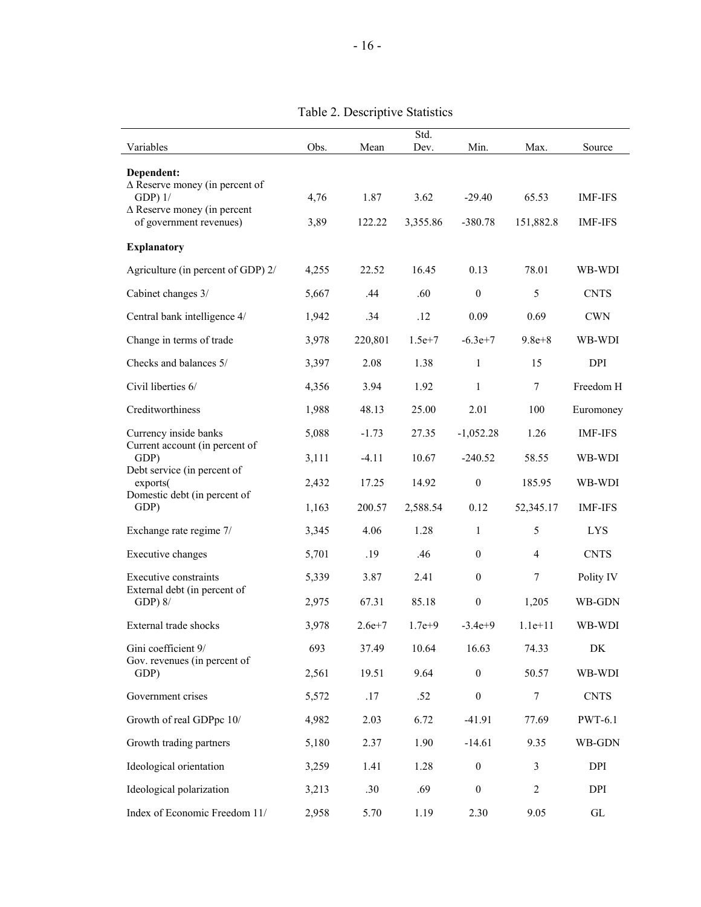Table 2. Descriptive Statistics

| Variables | Obs. | Mean | Std. Dev. | Min. | Max. | Source |
|---|---|---|---|---|---|---|
| **Dependent:** | | | | | | |
| Δ Reserve money (in percent of GDP) 1/ | 4,76 | 1.87 | 3.62 | -29.40 | 65.53 | IMF-IFS |
| Δ Reserve money (in percent of government revenues) | 3,89 | 122.22 | 3,355.86 | -380.78 | 151,882.8 | IMF-IFS |
| **Explanatory** | | | | | | |
| Agriculture (in percent of GDP) 2/ | 4,255 | 22.52 | 16.45 | 0.13 | 78.01 | WB-WDI |
| Cabinet changes 3/ | 5,667 | .44 | .60 | 0 | 5 | CNTS |
| Central bank intelligence 4/ | 1,942 | .34 | .12 | 0.09 | 0.69 | CWN |
| Change in terms of trade | 3,978 | 220,801 | 1.5e+7 | -6.3e+7 | 9.8e+8 | WB-WDI |
| Checks and balances 5/ | 3,397 | 2.08 | 1.38 | 1 | 15 | DPI |
| Civil liberties 6/ | 4,356 | 3.94 | 1.92 | 1 | 7 | Freedom H |
| Creditworthiness | 1,988 | 48.13 | 25.00 | 2.01 | 100 | Euromoney |
| Currency inside banks | 5,088 | -1.73 | 27.35 | -1,052.28 | 1.26 | IMF-IFS |
| Current account (in percent of GDP) | 3,111 | -4.11 | 10.67 | -240.52 | 58.55 | WB-WDI |
| Debt service (in percent of exports( | 2,432 | 17.25 | 14.92 | 0 | 185.95 | WB-WDI |
| Domestic debt (in percent of GDP) | 1,163 | 200.57 | 2,588.54 | 0.12 | 52,345.17 | IMF-IFS |
| Exchange rate regime 7/ | 3,345 | 4.06 | 1.28 | 1 | 5 | LYS |
| Executive changes | 5,701 | .19 | .46 | 0 | 4 | CNTS |
| Executive constraints | 5,339 | 3.87 | 2.41 | 0 | 7 | Polity IV |
| External debt (in percent of GDP) 8/ | 2,975 | 67.31 | 85.18 | 0 | 1,205 | WB-GDN |
| External trade shocks | 3,978 | 2.6e+7 | 1.7e+9 | -3.4e+9 | 1.1e+11 | WB-WDI |
| Gini coefficient 9/ | 693 | 37.49 | 10.64 | 16.63 | 74.33 | DK |
| Gov. revenues (in percent of GDP) | 2,561 | 19.51 | 9.64 | 0 | 50.57 | WB-WDI |
| Government crises | 5,572 | .17 | .52 | 0 | 7 | CNTS |
| Growth of real GDPpc 10/ | 4,982 | 2.03 | 6.72 | -41.91 | 77.69 | PWT-6.1 |
| Growth trading partners | 5,180 | 2.37 | 1.90 | -14.61 | 9.35 | WB-GDN |
| Ideological orientation | 3,259 | 1.41 | 1.28 | 0 | 3 | DPI |
| Ideological polarization | 3,213 | .30 | .69 | 0 | 2 | DPI |
| Index of Economic Freedom 11/ | 2,958 | 5.70 | 1.19 | 2.30 | 9.05 | GL |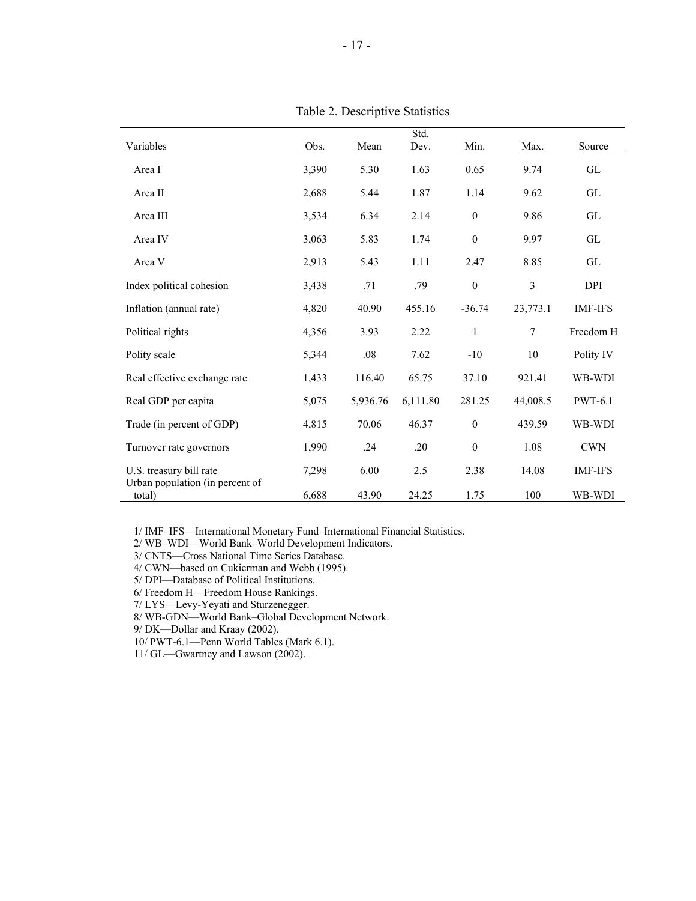Table 2. Descriptive Statistics

| Variables | Obs. | Mean | Std. Dev. | Min. | Max. | Source |
|---|---|---|---|---|---|---|
| Area I | 3,390 | 5.30 | 1.63 | 0.65 | 9.74 | GL |
| Area II | 2,688 | 5.44 | 1.87 | 1.14 | 9.62 | GL |
| Area III | 3,534 | 6.34 | 2.14 | 0 | 9.86 | GL |
| Area IV | 3,063 | 5.83 | 1.74 | 0 | 9.97 | GL |
| Area V | 2,913 | 5.43 | 1.11 | 2.47 | 8.85 | GL |
| Index political cohesion | 3,438 | .71 | .79 | 0 | 3 | DPI |
| Inflation (annual rate) | 4,820 | 40.90 | 455.16 | -36.74 | 23,773.1 | IMF-IFS |
| Political rights | 4,356 | 3.93 | 2.22 | 1 | 7 | Freedom H |
| Polity scale | 5,344 | .08 | 7.62 | -10 | 10 | Polity IV |
| Real effective exchange rate | 1,433 | 116.40 | 65.75 | 37.10 | 921.41 | WB-WDI |
| Real GDP per capita | 5,075 | 5,936.76 | 6,111.80 | 281.25 | 44,008.5 | PWT-6.1 |
| Trade (in percent of GDP) | 4,815 | 70.06 | 46.37 | 0 | 439.59 | WB-WDI |
| Turnover rate governors | 1,990 | .24 | .20 | 0 | 1.08 | CWN |
| U.S. treasury bill rate | 7,298 | 6.00 | 2.5 | 2.38 | 14.08 | IMF-IFS |
| Urban population (in percent of total) | 6,688 | 43.90 | 24.25 | 1.75 | 100 | WB-WDI |

1/ IMF–IFS—International Monetary Fund–International Financial Statistics.
2/ WB–WDI—World Bank–World Development Indicators.
3/ CNTS—Cross National Time Series Database.
4/ CWN—based on Cukierman and Webb (1995).
5/ DPI—Database of Political Institutions.
6/ Freedom H—Freedom House Rankings.
7/ LYS—Levy-Yeyati and Sturzenegger.
8/ WB-GDN—World Bank–Global Development Network.
9/ DK—Dollar and Kraay (2002).
10/ PWT-6.1—Penn World Tables (Mark 6.1).
11/ GL—Gwartney and Lawson (2002).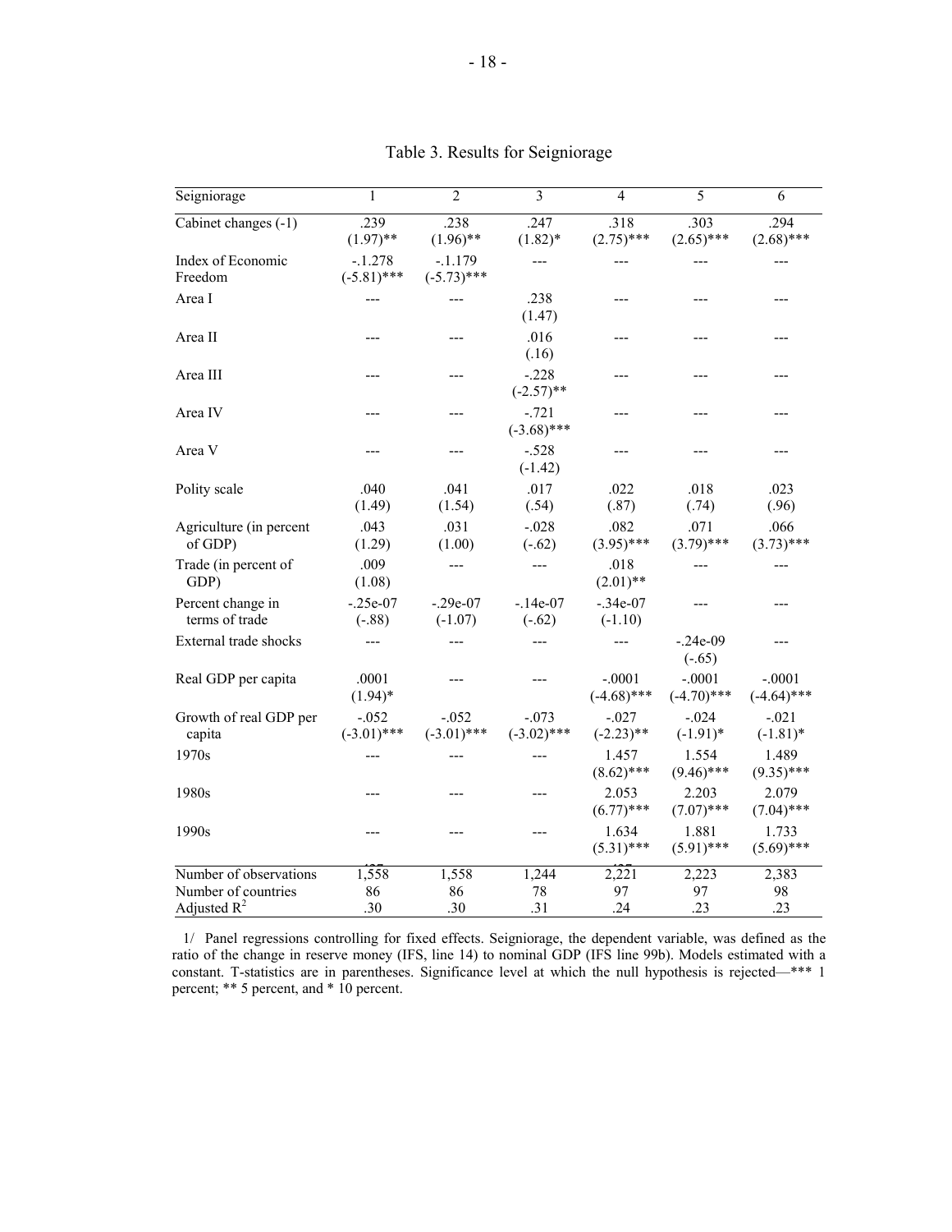Table 3. Results for Seigniorage

| Seigniorage | 1 | 2 | 3 | 4 | 5 | 6 |
|---|---|---|---|---|---|---|
| Cabinet changes (-1) | .239 (1.97)** | .238 (1.96)** | .247 (1.82)* | .318 (2.75)*** | .303 (2.65)*** | .294 (2.68)*** |
| Index of Economic Freedom | -.1.278 (-5.81)*** | -.1.179 (-5.73)*** | --- | --- | --- | --- |
| Area I | --- | --- | .238 (1.47) | --- | --- | --- |
| Area II | --- | --- | .016 (.16) | --- | --- | --- |
| Area III | --- | --- | -.228 (-2.57)** | --- | --- | --- |
| Area IV | --- | --- | -.721 (-3.68)*** | --- | --- | --- |
| Area V | --- | --- | -.528 (-1.42) | --- | --- | --- |
| Polity scale | .040 (1.49) | .041 (1.54) | .017 (.54) | .022 (.87) | .018 (.74) | .023 (.96) |
| Agriculture (in percent of GDP) | .043 (1.29) | .031 (1.00) | -.028 (-.62) | .082 (3.95)*** | .071 (3.79)*** | .066 (3.73)*** |
| Trade (in percent of GDP) | .009 (1.08) | --- | --- | .018 (2.01)** | --- | --- |
| Percent change in terms of trade | -.25e-07 (-.88) | -.29e-07 (-1.07) | -.14e-07 (-.62) | -.34e-07 (-1.10) | --- | --- |
| External trade shocks | --- | --- | --- | --- | -.24e-09 (-.65) | --- |
| Real GDP per capita | .0001 (1.94)* | --- | --- | -.0001 (-4.68)*** | -.0001 (-4.70)*** | -.0001 (-4.64)*** |
| Growth of real GDP per capita | -.052 (-3.01)*** | -.052 (-3.01)*** | -.073 (-3.02)*** | -.027 (-2.23)** | -.024 (-1.91)* | -.021 (-1.81)* |
| 1970s | --- | --- | --- | 1.457 (8.62)*** | 1.554 (9.46)*** | 1.489 (9.35)*** |
| 1980s | --- | --- | --- | 2.053 (6.77)*** | 2.203 (7.07)*** | 2.079 (7.04)*** |
| 1990s | --- | --- | --- | 1.634 (5.31)*** | 1.881 (5.91)*** | 1.733 (5.69)*** |
| Number of observations | 1,558 | 1,558 | 1,244 | 2,221 | 2,223 | 2,383 |
| Number of countries | 86 | 86 | 78 | 97 | 97 | 98 |
| Adjusted $R^2$ | .30 | .30 | .31 | .24 | .23 | .23 |

1/ Panel regressions controlling for fixed effects. Seigniorage, the dependent variable, was defined as the ratio of the change in reserve money (IFS, line 14) to nominal GDP (IFS line 99b). Models estimated with a constant. T-statistics are in parentheses. Significance level at which the null hypothesis is rejected—*** 1 percent; ** 5 percent, and * 10 percent.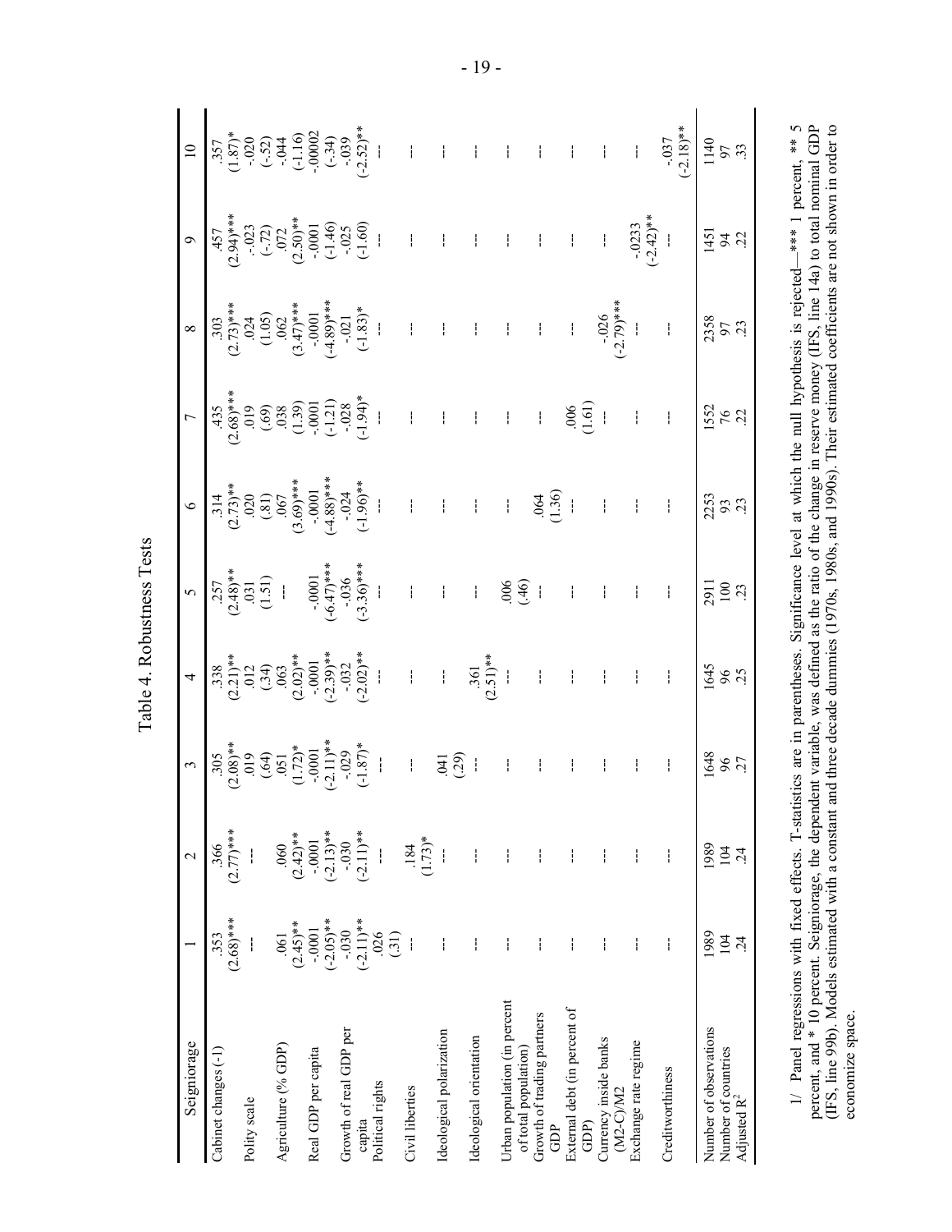## Table 4. Robustness Tests

| Seigniorage | 1 | 2 | 3 | 4 | 5 | 6 | 7 | 8 | 9 | 10 |
|---|---|---|---|---|---|---|---|---|---|---|
| Cabinet changes (-1) | .353 | .366 | .305 | .338 | .257 | .314 | .435 | .303 | .457 | .357 |
| | (2.68)*** | (2.77)*** | (2.08)** | (2.21)** | (2.48)** | (2.73)** | (2.68)*** | (2.73)*** | (2.94)*** | (1.87)* |
| Polity scale | --- | --- | .019 | .012 | .031 | .020 | .019 | .024 | -.023 | -.020 |
| | | | (.64) | (.34) | (1.51) | (.81) | (.69) | (1.05) | (-.72) | (-.52) |
| Agriculture (% GDP) | .061 | .060 | .051 | .063 | --- | .067 | .038 | .062 | .072 | -.044 |
| | (2.45)** | (2.42)** | (1.72)* | (2.02)** | | (3.69)*** | (1.39) | (3.47)*** | (2.50)** | (-1.16) |
| Real GDP per capita | -.0001 | -.0001 | -.0001 | -.0001 | -.0001 | -.0001 | -.0001 | -.0001 | -.0001 | -.00002 |
| | (-2.05)** | (-2.13)** | (-2.11)** | (-2.39)** | (-6.47)*** | (-4.88)*** | (-1.21) | (-4.89)*** | (-1.46) | (-.34) |
| Growth of real GDP per capita | -.030 | -.030 | -.029 | -.032 | -.036 | -.024 | -.028 | -.021 | -.025 | -.039 |
| | (-2.11)** | (-2.11)** | (-1.87)* | (-2.02)** | (-3.36)*** | (-1.96)** | (-1.94)* | (-1.83)* | (-1.60) | (-2.52)** |
| Political rights | .026 | --- | --- | --- | --- | --- | --- | --- | --- | --- |
| | (.31) | | | | | | | | | |
| Civil liberties | --- | .184 | --- | --- | --- | --- | --- | --- | --- | --- |
| | | (1.73)* | | | | | | | | |
| Ideological polarization | --- | --- | .041 | --- | --- | --- | --- | --- | --- | --- |
| | | | (.29) | | | | | | | |
| Ideological orientation | --- | --- | --- | .361 | --- | --- | --- | --- | --- | --- |
| | | | | (2.51)** | | | | | | |
| Urban population (in percent of total population) | --- | --- | --- | --- | .006 | --- | --- | --- | --- | --- |
| | | | | | (.46) | | | | | |
| Growth of trading partners GDP | --- | --- | --- | --- | --- | .064 | --- | --- | --- | --- |
| | | | | | | (1.36) | | | | |
| External debt (in percent of GDP) | --- | --- | --- | --- | --- | --- | .006 | --- | --- | --- |
| | | | | | | | (1.61) | | | |
| Currency inside banks (M2-C)/M2 | --- | --- | --- | --- | --- | --- | --- | -.026 | --- | --- |
| | | | | | | | | (-2.79)*** | | |
| Exchange rate regime | --- | --- | --- | --- | --- | --- | --- | --- | -.0233 | --- |
| | | | | | | | | | (-2.42)** | |
| Creditworthiness | --- | --- | --- | --- | --- | --- | --- | --- | --- | -.037 |
| | | | | | | | | | | (-2.18)** |
| Number of observations | 1989 | 1989 | 1648 | 1645 | 2911 | 2253 | 1552 | 2358 | 1451 | 1140 |
| Number of countries | 104 | 104 | 96 | 96 | 100 | 93 | 76 | 97 | 94 | 97 |
| Adjusted $R^2$ | .24 | .24 | .27 | .25 | .23 | .23 | .22 | .23 | .22 | .33 |

1/ Panel regressions with fixed effects. T-statistics are in parentheses. Significance level at which the null hypothesis is rejected—*** 1 percent, ** 5 percent, and * 10 percent. Seigniorage, the dependent variable, was defined as the ratio of the change in reserve money (IFS, line 14a) to total nominal GDP (IFS, line 99b). Models estimated with a constant and three decade dummies (1970s, 1980s, and 1990s). Their estimated coefficients are not shown in order to economize space.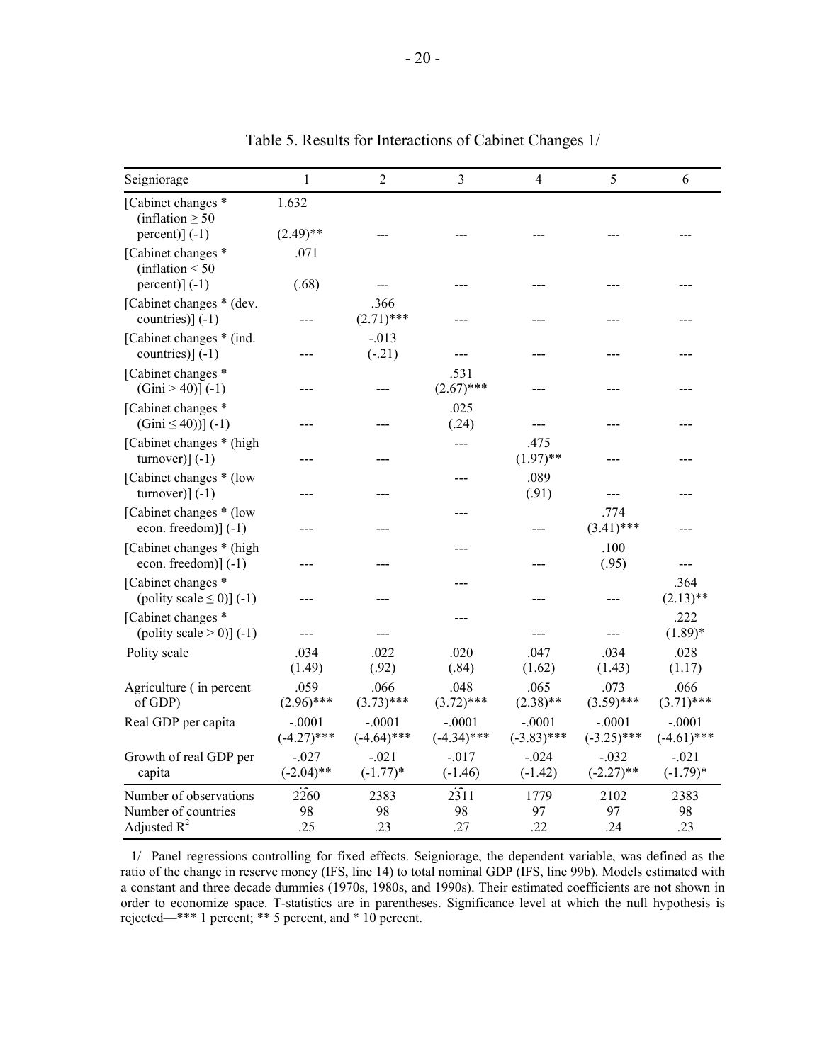Table 5. Results for Interactions of Cabinet Changes 1/

| Seigniorage | 1 | 2 | 3 | 4 | 5 | 6 |
|---|---|---|---|---|---|---|
| [Cabinet changes * (inflation ≥ 50 percent)] (-1) | 1.632<br>(2.49)** | --- | --- | --- | --- | --- |
| [Cabinet changes * (inflation < 50 percent)] (-1) | .071<br>(.68) | --- | --- | --- | --- | --- |
| [Cabinet changes * (dev. countries)] (-1) | --- | .366<br>(2.71)*** | --- | --- | --- | --- |
| [Cabinet changes * (ind. countries)] (-1) | --- | -.013<br>(-.21) | --- | --- | --- | --- |
| [Cabinet changes * (Gini > 40)] (-1) | --- | --- | .531<br>(2.67)*** | --- | --- | --- |
| [Cabinet changes * (Gini ≤ 40))] (-1) | --- | --- | .025<br>(.24) | --- | --- | --- |
| [Cabinet changes * (high turnover)] (-1) | --- | --- | --- | .475<br>(1.97)** | --- | --- |
| [Cabinet changes * (low turnover)] (-1) | --- | --- | --- | .089<br>(.91) | --- | --- |
| [Cabinet changes * (low econ. freedom)] (-1) | --- | --- | --- | --- | .774<br>(3.41)*** | --- |
| [Cabinet changes * (high econ. freedom)] (-1) | --- | --- | --- | --- | .100<br>(.95) | --- |
| [Cabinet changes * (polity scale ≤ 0)] (-1) | --- | --- | --- | --- | --- | .364<br>(2.13)** |
| [Cabinet changes * (polity scale > 0)] (-1) | --- | --- | --- | --- | --- | .222<br>(1.89)* |
| Polity scale | .034<br>(1.49) | .022<br>(.92) | .020<br>(.84) | .047<br>(1.62) | .034<br>(1.43) | .028<br>(1.17) |
| Agriculture ( in percent of GDP) | .059<br>(2.96)*** | .066<br>(3.73)*** | .048<br>(3.72)*** | .065<br>(2.38)** | .073<br>(3.59)*** | .066<br>(3.71)*** |
| Real GDP per capita | -.0001<br>(-4.27)*** | -.0001<br>(-4.64)*** | -.0001<br>(-4.34)*** | -.0001<br>(-3.83)*** | -.0001<br>(-3.25)*** | -.0001<br>(-4.61)*** |
| Growth of real GDP per capita | -.027<br>(-2.04)** | -.021<br>(-1.77)* | -.017<br>(-1.46) | -.024<br>(-1.42) | -.032<br>(-2.27)** | -.021<br>(-1.79)* |
| Number of observations | 2260 | 2383 | 2311 | 1779 | 2102 | 2383 |
| Number of countries | 98 | 98 | 98 | 97 | 97 | 98 |
| Adjusted $R^2$ | .25 | .23 | .27 | .22 | .24 | .23 |

1/ Panel regressions controlling for fixed effects. Seigniorage, the dependent variable, was defined as the ratio of the change in reserve money (IFS, line 14) to total nominal GDP (IFS, line 99b). Models estimated with a constant and three decade dummies (1970s, 1980s, and 1990s). Their estimated coefficients are not shown in order to economize space. T-statistics are in parentheses. Significance level at which the null hypothesis is rejected—*** 1 percent; ** 5 percent, and * 10 percent.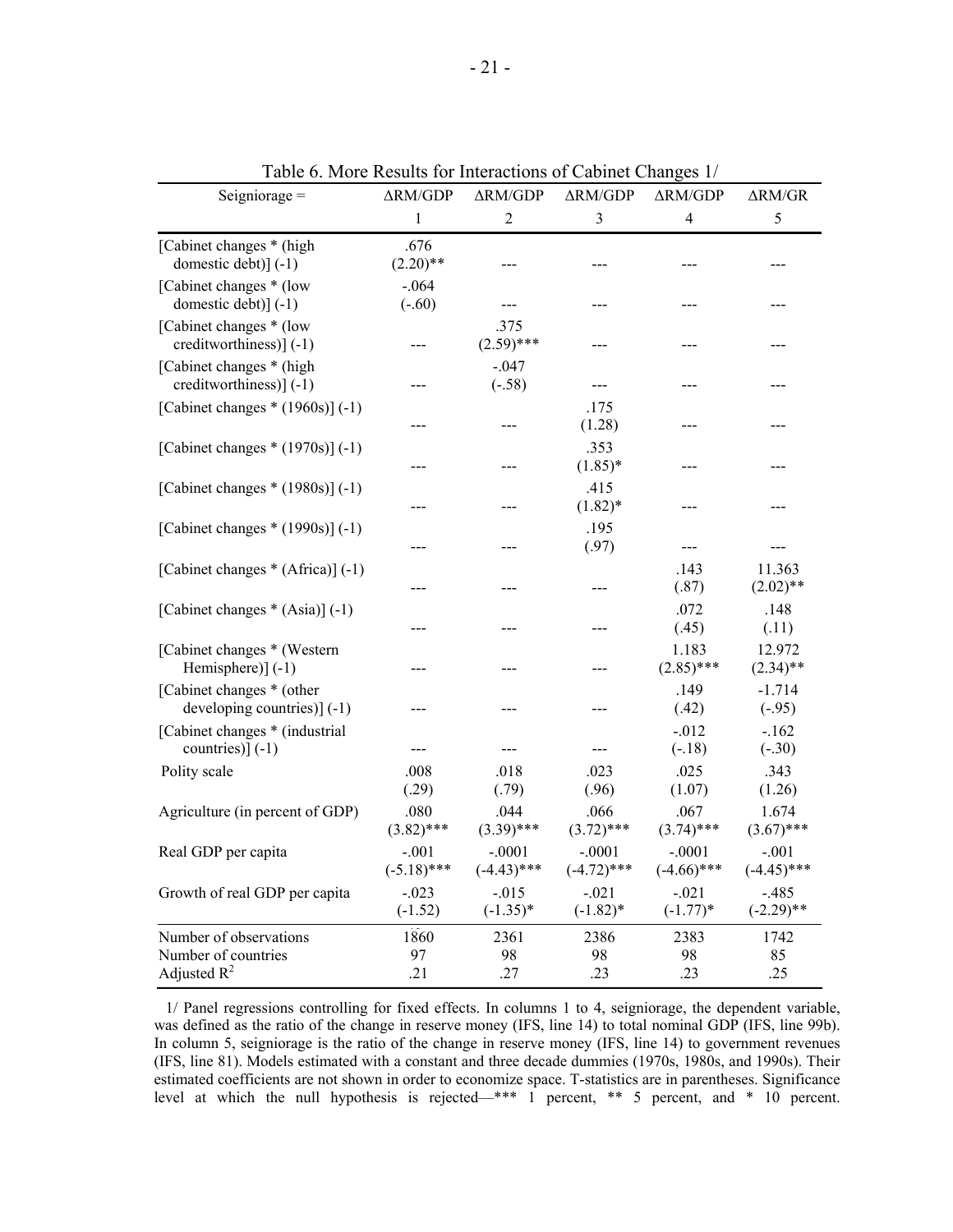Table 6. More Results for Interactions of Cabinet Changes 1/

| Seigniorage = | ΔRM/GDP | ΔRM/GDP | ΔRM/GDP | ΔRM/GDP | ΔRM/GR |
|---|---|---|---|---|---|
| | 1 | 2 | 3 | 4 | 5 |
| [Cabinet changes * (high domestic debt)] (-1) | .676 (2.20)** | --- | --- | --- | --- |
| [Cabinet changes * (low domestic debt)] (-1) | -.064 (-.60) | --- | --- | --- | --- |
| [Cabinet changes * (low creditworthiness)] (-1) | --- | .375 (2.59)*** | --- | --- | --- |
| [Cabinet changes * (high creditworthiness)] (-1) | --- | -.047 (-.58) | --- | --- | --- |
| [Cabinet changes * (1960s)] (-1) | --- | --- | .175 (1.28) | --- | --- |
| [Cabinet changes * (1970s)] (-1) | --- | --- | .353 (1.85)* | --- | --- |
| [Cabinet changes * (1980s)] (-1) | --- | --- | .415 (1.82)* | --- | --- |
| [Cabinet changes * (1990s)] (-1) | --- | --- | .195 (.97) | --- | --- |
| [Cabinet changes * (Africa)] (-1) | --- | --- | --- | .143 (.87) | 11.363 (2.02)** |
| [Cabinet changes * (Asia)] (-1) | --- | --- | --- | .072 (.45) | .148 (.11) |
| [Cabinet changes * (Western Hemisphere)] (-1) | --- | --- | --- | 1.183 (2.85)*** | 12.972 (2.34)** |
| [Cabinet changes * (other developing countries)] (-1) | --- | --- | --- | .149 (.42) | -1.714 (-.95) |
| [Cabinet changes * (industrial countries)] (-1) | --- | --- | --- | -.012 (-.18) | -.162 (-.30) |
| Polity scale | .008 (.29) | .018 (.79) | .023 (.96) | .025 (1.07) | .343 (1.26) |
| Agriculture (in percent of GDP) | .080 (3.82)*** | .044 (3.39)*** | .066 (3.72)*** | .067 (3.74)*** | 1.674 (3.67)*** |
| Real GDP per capita | -.001 (-5.18)*** | -.0001 (-4.43)*** | -.0001 (-4.72)*** | -.0001 (-4.66)*** | -.001 (-4.45)*** |
| Growth of real GDP per capita | -.023 (-1.52) | -.015 (-1.35)* | -.021 (-1.82)* | -.021 (-1.77)* | -.485 (-2.29)** |
| Number of observations | 1860 | 2361 | 2386 | 2383 | 1742 |
| Number of countries | 97 | 98 | 98 | 98 | 85 |
| Adjusted $R^2$ | .21 | .27 | .23 | .23 | .25 |

1/ Panel regressions controlling for fixed effects. In columns 1 to 4, seigniorage, the dependent variable, was defined as the ratio of the change in reserve money (IFS, line 14) to total nominal GDP (IFS, line 99b). In column 5, seigniorage is the ratio of the change in reserve money (IFS, line 14) to government revenues (IFS, line 81). Models estimated with a constant and three decade dummies (1970s, 1980s, and 1990s). Their estimated coefficients are not shown in order to economize space. T-statistics are in parentheses. Significance level at which the null hypothesis is rejected—*** 1 percent, ** 5 percent, and * 10 percent.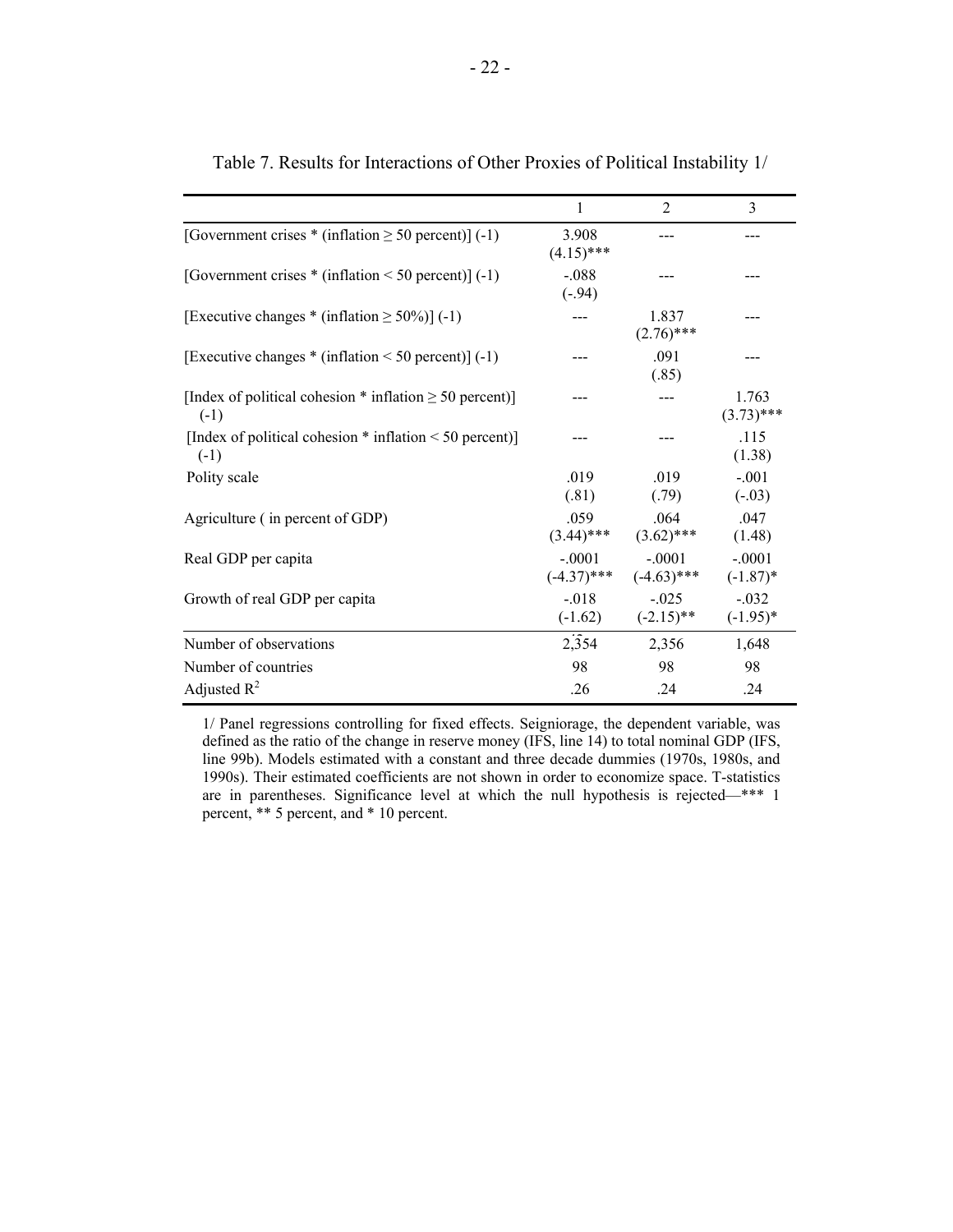Table 7. Results for Interactions of Other Proxies of Political Instability 1/

| | 1 | 2 | 3 |
|---|---|---|---|
| [Government crises * (inflation ≥ 50 percent)] (-1) | 3.908 (4.15)*** | --- | --- |
| [Government crises * (inflation < 50 percent)] (-1) | -.088 (-.94) | --- | --- |
| [Executive changes * (inflation ≥ 50%)] (-1) | --- | 1.837 (2.76)*** | --- |
| [Executive changes * (inflation < 50 percent)] (-1) | --- | .091 (.85) | --- |
| [Index of political cohesion * inflation ≥ 50 percent)] (-1) | --- | --- | 1.763 (3.73)*** |
| [Index of political cohesion * inflation < 50 percent)] (-1) | --- | --- | .115 (1.38) |
| Polity scale | .019 (.81) | .019 (.79) | -.001 (-.03) |
| Agriculture ( in percent of GDP) | .059 (3.44)*** | .064 (3.62)*** | .047 (1.48) |
| Real GDP per capita | -.0001 (-4.37)*** | -.0001 (-4.63)*** | -.0001 (-1.87)* |
| Growth of real GDP per capita | -.018 (-1.62) | -.025 (-2.15)** | -.032 (-1.95)* |
| Number of observations | 2,354 | 2,356 | 1,648 |
| Number of countries | 98 | 98 | 98 |
| Adjusted $R^2$ | .26 | .24 | .24 |

1/ Panel regressions controlling for fixed effects. Seigniorage, the dependent variable, was defined as the ratio of the change in reserve money (IFS, line 14) to total nominal GDP (IFS, line 99b). Models estimated with a constant and three decade dummies (1970s, 1980s, and 1990s). Their estimated coefficients are not shown in order to economize space. T-statistics are in parentheses. Significance level at which the null hypothesis is rejected—*** 1 percent, ** 5 percent, and * 10 percent.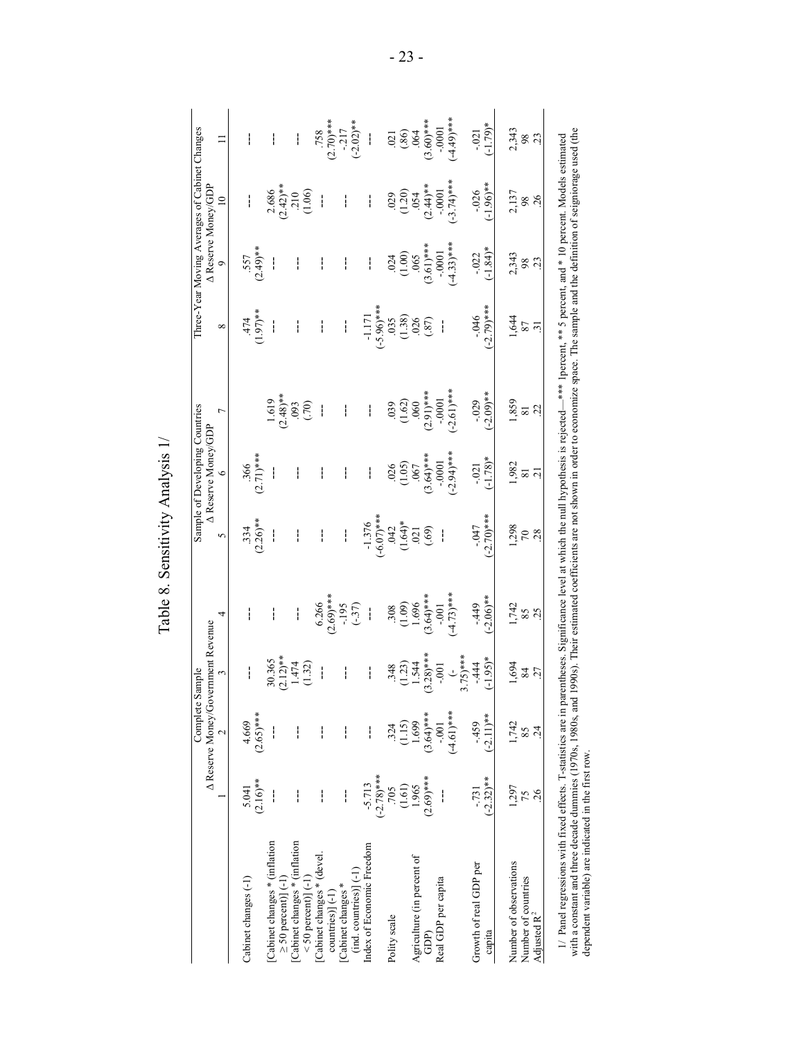# Table 8. Sensitivity Analysis 1/

| | Complete Sample | | | | Sample of Developing Countries | | | Three-Year Moving Averages of Cabinet Changes | | | |
|---|---|---|---|---|---|---|---|---|---|---|---|
| | Δ Reserve Money/Government Revenue | | | | Δ Reserve Money/GDP | | | Δ Reserve Money/GDP | | | |
| | 1 | 2 | 3 | 4 | 5 | 6 | 7 | 8 | 9 | 10 | 11 |
| Cabinet changes (-1) | 5.041<br>(2.16)** | 4.669<br>(2.65)*** | --- | --- | .334<br>(2.26)** | .366<br>(2.71)*** | | .474<br>(1.97)** | .557<br>(2.49)** | --- | --- |
| [Cabinet changes * (inflation ≥ 50 percent)] (-1) | --- | --- | 30.365<br>(2.12)** | --- | --- | --- | 1.619<br>(2.48)** | --- | --- | 2.686<br>(2.42)** | --- |
| [Cabinet changes * (inflation < 50 percent)] (-1) | --- | --- | 1.474<br>(1.32) | --- | --- | --- | .093<br>(.70) | --- | --- | .210<br>(1.06) | --- |
| [Cabinet changes * (devel. countries)] (-1) | --- | --- | --- | 6.266<br>(2.69)*** | --- | --- | --- | --- | --- | --- | .758<br>(2.70)*** |
| [Cabinet changes * (ind. countries)] (-1) | --- | --- | --- | -.195<br>(-.37) | --- | --- | --- | --- | --- | --- | -.217<br>(-2.02)** |
| Index of Economic Freedom | -5.713<br>(-2.78)*** | --- | --- | --- | -1.376<br>(-6.07)*** | --- | --- | -1.171<br>(-5.96)*** | --- | --- | --- |
| Polity scale | .705<br>(1.61) | .324<br>(1.15) | .348<br>(1.23) | .308<br>(1.09) | .042<br>(1.64)* | .026<br>(1.05) | .039<br>(1.62) | .035<br>(1.38) | .024<br>(1.00) | .029<br>(1.20) | .021<br>(.86) |
| Agriculture (in percent of GDP) | 1.965<br>(2.69)*** | 1.699<br>(3.64)*** | 1.544<br>(3.28)*** | 1.696<br>(3.64)*** | .021<br>(.69) | .067<br>(3.64)*** | .060<br>(2.91)*** | .026<br>(.87) | .065<br>(3.61)*** | .054<br>(2.44)** | .064<br>(3.60)*** |
| Real GDP per capita | --- | -.001<br>(-4.61)*** | -.001<br>(-3.75)*** | -.001<br>(-4.73)*** | --- | -.0001<br>(-2.94)*** | -.0001<br>(-2.61)*** | --- | -.0001<br>(-4.33)*** | -.0001<br>(-3.74)*** | -.0001<br>(-4.49)*** |
| Growth of real GDP per capita | -.731<br>(-2.32)** | -.459<br>(-2.11)** | -.444<br>(-1.95)* | -.449<br>(-2.06)** | -.047<br>(-2.70)*** | -.021<br>(-1.78)* | -.029<br>(-2.09)** | -.046<br>(-2.79)*** | -.022<br>(-1.84)* | -.026<br>(-1.96)** | -.021<br>(-1.79)* |
| Number of observations | 1,297 | 1,742 | 1,694 | 1,742 | 1,298 | 1,982 | 1,859 | 1,644 | 2,343 | 2,137 | 2,343 |
| Number of countries | 75 | 85 | 84 | 85 | 70 | 81 | 81 | 87 | 98 | 98 | 98 |
| Adjusted $R^2$ | .26 | .24 | .27 | .25 | .28 | .21 | .22 | .31 | .23 | .26 | .23 |

1/ Panel regressions with fixed effects. T-statistics are in parentheses. Significance level at which the null hypothesis is rejected—*** 1percent, ** 5 percent, and * 10 percent. Models estimated with a constant and three decade dummies (1970s, 1980s, and 1990s). Their estimated coefficients are not shown in order to economize space. The sample and the definition of seigniorage used (the dependent variable) are indicated in the first row.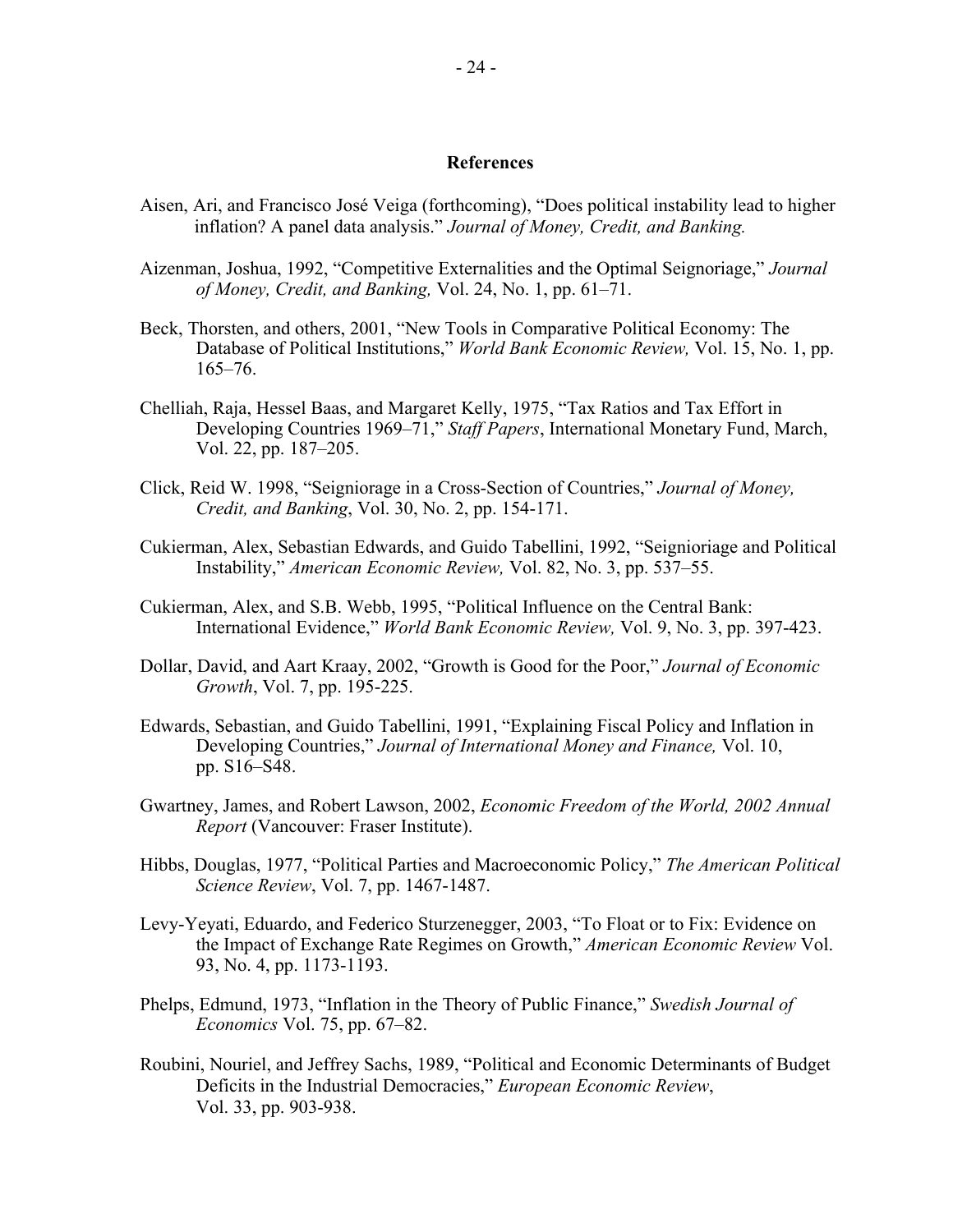## References

Aisen, Ari, and Francisco José Veiga (forthcoming), "Does political instability lead to higher inflation? A panel data analysis." *Journal of Money, Credit, and Banking.*

Aizenman, Joshua, 1992, "Competitive Externalities and the Optimal Seignoriage," *Journal of Money, Credit, and Banking,* Vol. 24, No. 1, pp. 61–71.

Beck, Thorsten, and others, 2001, "New Tools in Comparative Political Economy: The Database of Political Institutions," *World Bank Economic Review,* Vol. 15, No. 1, pp. 165–76.

Chelliah, Raja, Hessel Baas, and Margaret Kelly, 1975, "Tax Ratios and Tax Effort in Developing Countries 1969–71," *Staff Papers*, International Monetary Fund, March, Vol. 22, pp. 187–205.

Click, Reid W. 1998, "Seigniorage in a Cross-Section of Countries," *Journal of Money, Credit, and Banking*, Vol. 30, No. 2, pp. 154-171.

Cukierman, Alex, Sebastian Edwards, and Guido Tabellini, 1992, "Seignioriage and Political Instability," *American Economic Review,* Vol. 82, No. 3, pp. 537–55.

Cukierman, Alex, and S.B. Webb, 1995, "Political Influence on the Central Bank: International Evidence," *World Bank Economic Review,* Vol. 9, No. 3, pp. 397-423.

Dollar, David, and Aart Kraay, 2002, "Growth is Good for the Poor," *Journal of Economic Growth*, Vol. 7, pp. 195-225.

Edwards, Sebastian, and Guido Tabellini, 1991, "Explaining Fiscal Policy and Inflation in Developing Countries," *Journal of International Money and Finance,* Vol. 10, pp. S16–S48.

Gwartney, James, and Robert Lawson, 2002, *Economic Freedom of the World, 2002 Annual Report* (Vancouver: Fraser Institute).

Hibbs, Douglas, 1977, "Political Parties and Macroeconomic Policy," *The American Political Science Review*, Vol. 7, pp. 1467-1487.

Levy-Yeyati, Eduardo, and Federico Sturzenegger, 2003, "To Float or to Fix: Evidence on the Impact of Exchange Rate Regimes on Growth," *American Economic Review* Vol. 93, No. 4, pp. 1173-1193.

Phelps, Edmund, 1973, "Inflation in the Theory of Public Finance," *Swedish Journal of Economics* Vol. 75, pp. 67–82.

Roubini, Nouriel, and Jeffrey Sachs, 1989, "Political and Economic Determinants of Budget Deficits in the Industrial Democracies," *European Economic Review*, Vol. 33, pp. 903-938.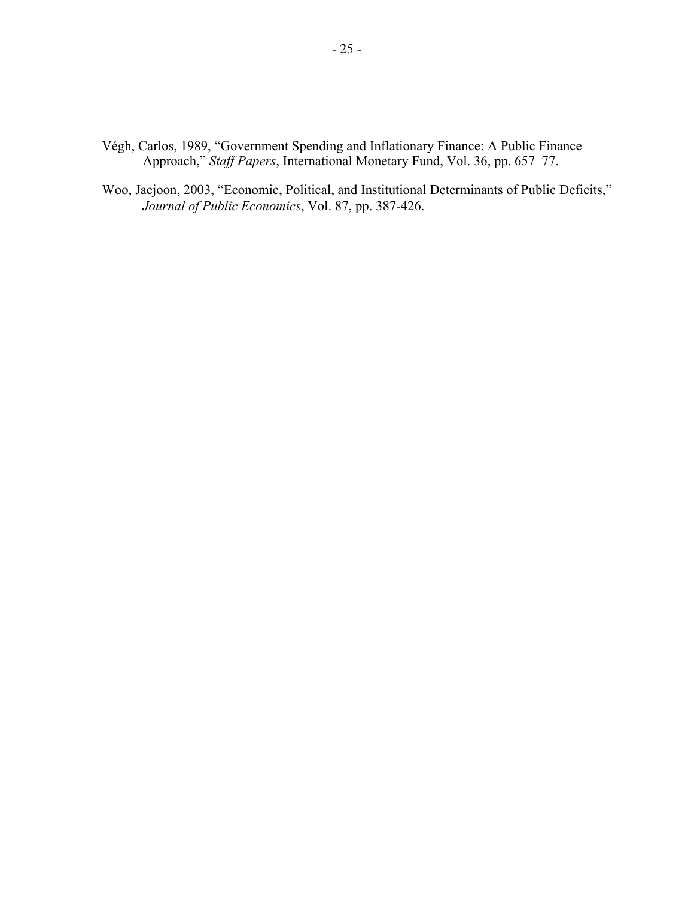Végh, Carlos, 1989, "Government Spending and Inflationary Finance: A Public Finance Approach," *Staff Papers*, International Monetary Fund, Vol. 36, pp. 657–77.

Woo, Jaejoon, 2003, "Economic, Political, and Institutional Determinants of Public Deficits," *Journal of Public Economics*, Vol. 87, pp. 387-426.